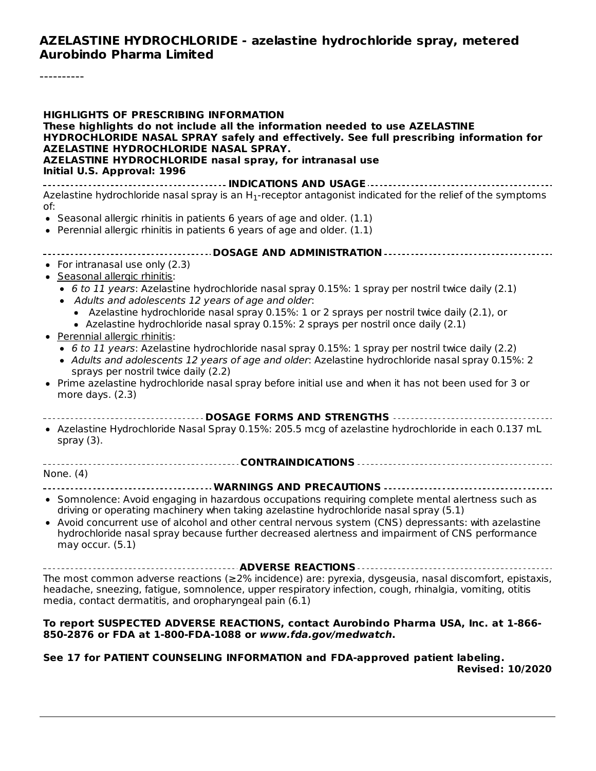# AZELASTINE HYDROCHLORIDE - azelastine hydrochloride spray, metered
# Aurobindo Pharma Limited

----------

**HIGHLIGHTS OF PRESCRIBING INFORMATION**
**These highlights do not include all the information needed to use AZELASTINE HYDROCHLORIDE NASAL SPRAY safely and effectively. See full prescribing information for AZELASTINE HYDROCHLORIDE NASAL SPRAY.**
**AZELASTINE HYDROCHLORIDE nasal spray, for intranasal use**
**Initial U.S. Approval: 1996**

## INDICATIONS AND USAGE

Azelastine hydrochloride nasal spray is an $H_1$-receptor antagonist indicated for the relief of the symptoms of:

- Seasonal allergic rhinitis in patients 6 years of age and older. (1.1)
- Perennial allergic rhinitis in patients 6 years of age and older. (1.1)

## DOSAGE AND ADMINISTRATION

- For intranasal use only (2.3)
- Seasonal allergic rhinitis:
  - *6 to 11 years*: Azelastine hydrochloride nasal spray 0.15%: 1 spray per nostril twice daily (2.1)
  - *Adults and adolescents 12 years of age and older*:
    - Azelastine hydrochloride nasal spray 0.15%: 1 or 2 sprays per nostril twice daily (2.1), or
    - Azelastine hydrochloride nasal spray 0.15%: 2 sprays per nostril once daily (2.1)
- Perennial allergic rhinitis:
  - *6 to 11 years*: Azelastine hydrochloride nasal spray 0.15%: 1 spray per nostril twice daily (2.2)
  - *Adults and adolescents 12 years of age and older*: Azelastine hydrochloride nasal spray 0.15%: 2 sprays per nostril twice daily (2.2)
- Prime azelastine hydrochloride nasal spray before initial use and when it has not been used for 3 or more days. (2.3)

## DOSAGE FORMS AND STRENGTHS

- Azelastine Hydrochloride Nasal Spray 0.15%: 205.5 mcg of azelastine hydrochloride in each 0.137 mL spray (3).

## CONTRAINDICATIONS

None. (4)

## WARNINGS AND PRECAUTIONS

- Somnolence: Avoid engaging in hazardous occupations requiring complete mental alertness such as driving or operating machinery when taking azelastine hydrochloride nasal spray (5.1)
- Avoid concurrent use of alcohol and other central nervous system (CNS) depressants: with azelastine hydrochloride nasal spray because further decreased alertness and impairment of CNS performance may occur. (5.1)

## ADVERSE REACTIONS

The most common adverse reactions (≥2% incidence) are: pyrexia, dysgeusia, nasal discomfort, epistaxis, headache, sneezing, fatigue, somnolence, upper respiratory infection, cough, rhinalgia, vomiting, otitis media, contact dermatitis, and oropharyngeal pain (6.1)

**To report SUSPECTED ADVERSE REACTIONS, contact Aurobindo Pharma USA, Inc. at 1-866-850-2876 or FDA at 1-800-FDA-1088 or *www.fda.gov/medwatch*.**

**See 17 for PATIENT COUNSELING INFORMATION and FDA-approved patient labeling.**

**Revised: 10/2020**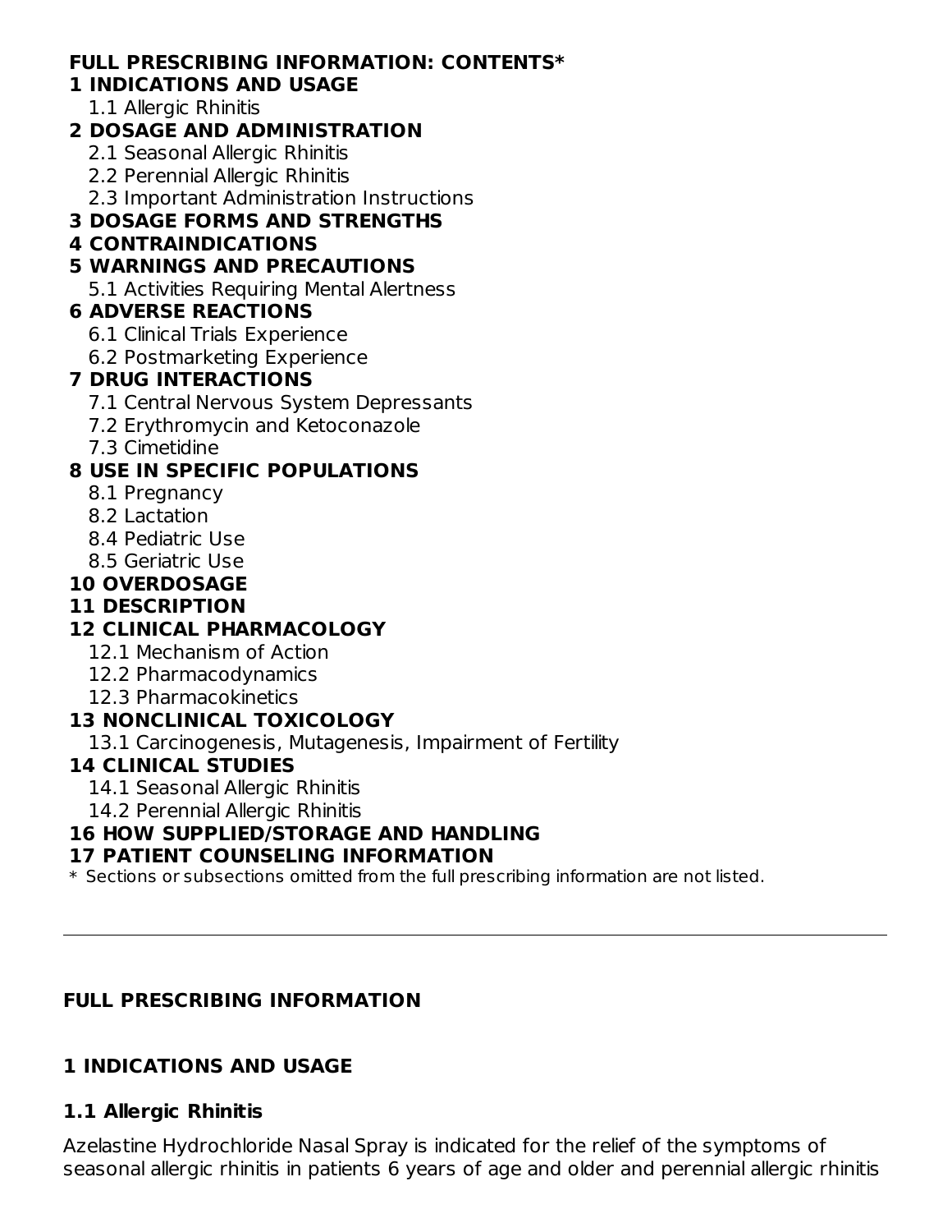**FULL PRESCRIBING INFORMATION: CONTENTS***

**1 INDICATIONS AND USAGE**
- 1.1 Allergic Rhinitis

**2 DOSAGE AND ADMINISTRATION**
- 2.1 Seasonal Allergic Rhinitis
- 2.2 Perennial Allergic Rhinitis
- 2.3 Important Administration Instructions

**3 DOSAGE FORMS AND STRENGTHS**

**4 CONTRAINDICATIONS**

**5 WARNINGS AND PRECAUTIONS**
- 5.1 Activities Requiring Mental Alertness

**6 ADVERSE REACTIONS**
- 6.1 Clinical Trials Experience
- 6.2 Postmarketing Experience

**7 DRUG INTERACTIONS**
- 7.1 Central Nervous System Depressants
- 7.2 Erythromycin and Ketoconazole
- 7.3 Cimetidine

**8 USE IN SPECIFIC POPULATIONS**
- 8.1 Pregnancy
- 8.2 Lactation
- 8.4 Pediatric Use
- 8.5 Geriatric Use

**10 OVERDOSAGE**

**11 DESCRIPTION**

**12 CLINICAL PHARMACOLOGY**
- 12.1 Mechanism of Action
- 12.2 Pharmacodynamics
- 12.3 Pharmacokinetics

**13 NONCLINICAL TOXICOLOGY**
- 13.1 Carcinogenesis, Mutagenesis, Impairment of Fertility

**14 CLINICAL STUDIES**
- 14.1 Seasonal Allergic Rhinitis
- 14.2 Perennial Allergic Rhinitis

**16 HOW SUPPLIED/STORAGE AND HANDLING**

**17 PATIENT COUNSELING INFORMATION**

\* Sections or subsections omitted from the full prescribing information are not listed.

---

## FULL PRESCRIBING INFORMATION

## 1 INDICATIONS AND USAGE

### 1.1 Allergic Rhinitis

Azelastine Hydrochloride Nasal Spray is indicated for the relief of the symptoms of seasonal allergic rhinitis in patients 6 years of age and older and perennial allergic rhinitis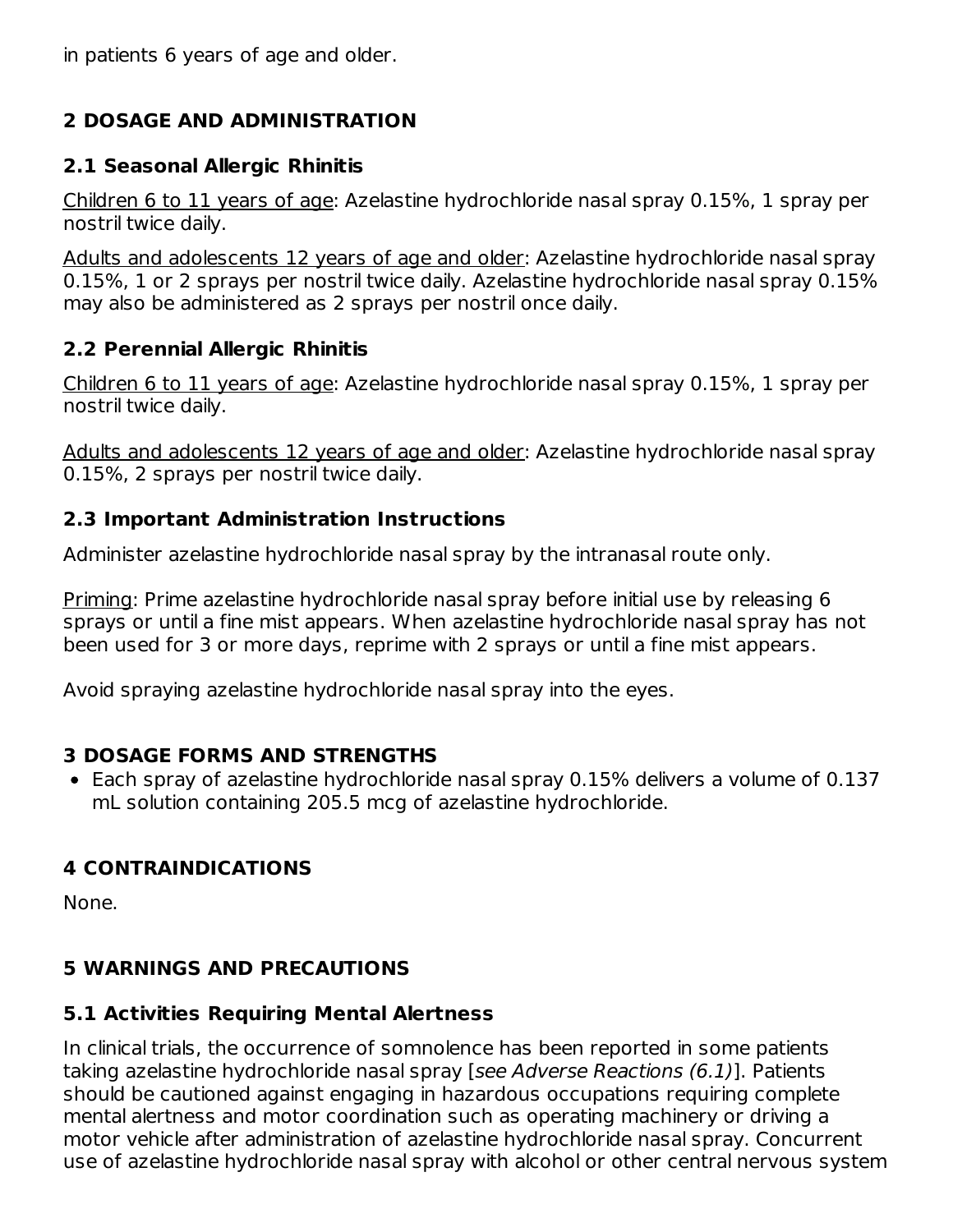in patients 6 years of age and older.

## 2 DOSAGE AND ADMINISTRATION

### 2.1 Seasonal Allergic Rhinitis

Children 6 to 11 years of age: Azelastine hydrochloride nasal spray 0.15%, 1 spray per nostril twice daily.

Adults and adolescents 12 years of age and older: Azelastine hydrochloride nasal spray 0.15%, 1 or 2 sprays per nostril twice daily. Azelastine hydrochloride nasal spray 0.15% may also be administered as 2 sprays per nostril once daily.

### 2.2 Perennial Allergic Rhinitis

Children 6 to 11 years of age: Azelastine hydrochloride nasal spray 0.15%, 1 spray per nostril twice daily.

Adults and adolescents 12 years of age and older: Azelastine hydrochloride nasal spray 0.15%, 2 sprays per nostril twice daily.

### 2.3 Important Administration Instructions

Administer azelastine hydrochloride nasal spray by the intranasal route only.

Priming: Prime azelastine hydrochloride nasal spray before initial use by releasing 6 sprays or until a fine mist appears. When azelastine hydrochloride nasal spray has not been used for 3 or more days, reprime with 2 sprays or until a fine mist appears.

Avoid spraying azelastine hydrochloride nasal spray into the eyes.

## 3 DOSAGE FORMS AND STRENGTHS

- Each spray of azelastine hydrochloride nasal spray 0.15% delivers a volume of 0.137 mL solution containing 205.5 mcg of azelastine hydrochloride.

## 4 CONTRAINDICATIONS

None.

## 5 WARNINGS AND PRECAUTIONS

### 5.1 Activities Requiring Mental Alertness

In clinical trials, the occurrence of somnolence has been reported in some patients taking azelastine hydrochloride nasal spray [*see Adverse Reactions (6.1)*]. Patients should be cautioned against engaging in hazardous occupations requiring complete mental alertness and motor coordination such as operating machinery or driving a motor vehicle after administration of azelastine hydrochloride nasal spray. Concurrent use of azelastine hydrochloride nasal spray with alcohol or other central nervous system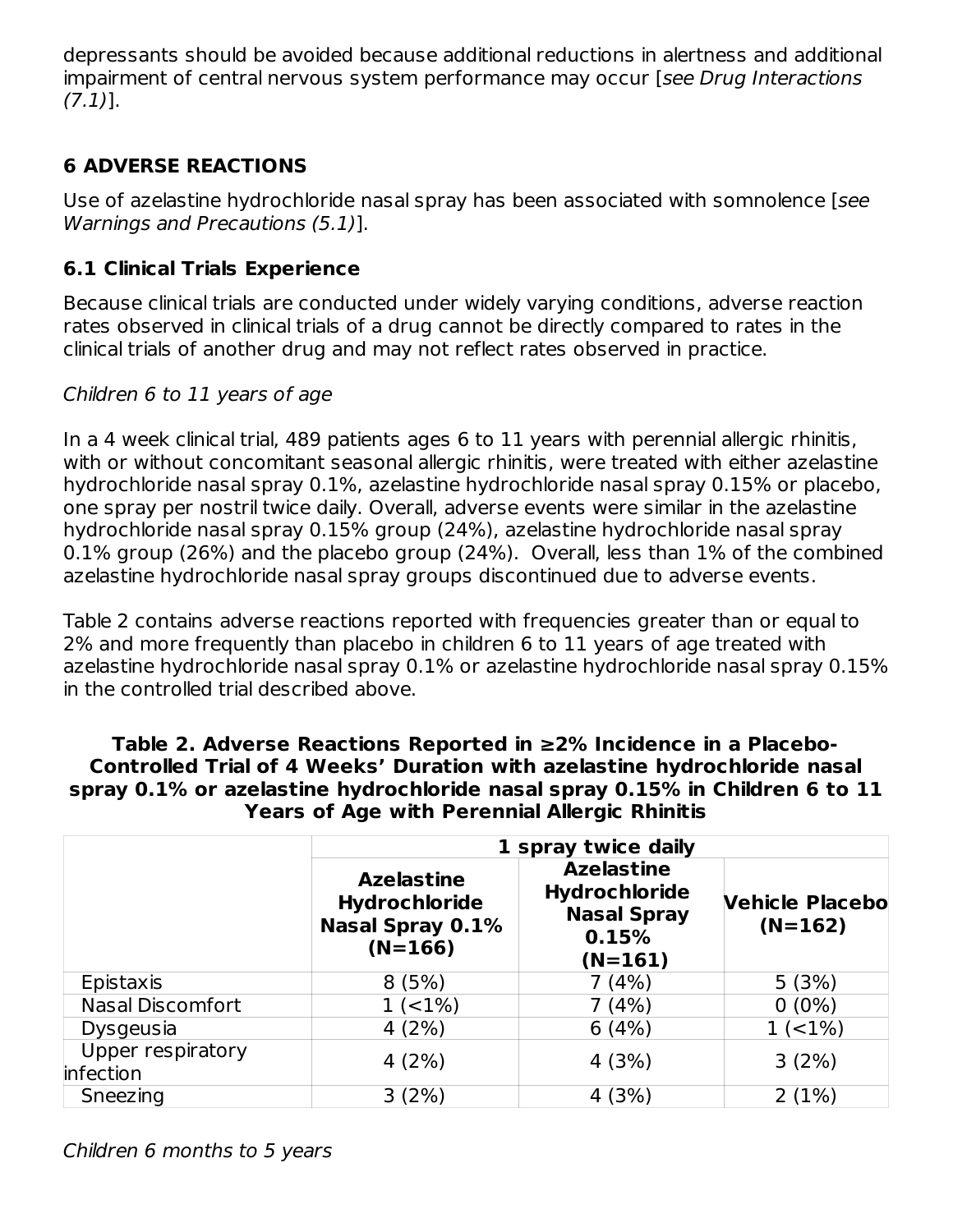depressants should be avoided because additional reductions in alertness and additional impairment of central nervous system performance may occur [*see Drug Interactions (7.1)*].

## 6 ADVERSE REACTIONS

Use of azelastine hydrochloride nasal spray has been associated with somnolence [*see Warnings and Precautions (5.1)*].

### 6.1 Clinical Trials Experience

Because clinical trials are conducted under widely varying conditions, adverse reaction rates observed in clinical trials of a drug cannot be directly compared to rates in the clinical trials of another drug and may not reflect rates observed in practice.

*Children 6 to 11 years of age*

In a 4 week clinical trial, 489 patients ages 6 to 11 years with perennial allergic rhinitis, with or without concomitant seasonal allergic rhinitis, were treated with either azelastine hydrochloride nasal spray 0.1%, azelastine hydrochloride nasal spray 0.15% or placebo, one spray per nostril twice daily. Overall, adverse events were similar in the azelastine hydrochloride nasal spray 0.15% group (24%), azelastine hydrochloride nasal spray 0.1% group (26%) and the placebo group (24%). Overall, less than 1% of the combined azelastine hydrochloride nasal spray groups discontinued due to adverse events.

Table 2 contains adverse reactions reported with frequencies greater than or equal to 2% and more frequently than placebo in children 6 to 11 years of age treated with azelastine hydrochloride nasal spray 0.1% or azelastine hydrochloride nasal spray 0.15% in the controlled trial described above.

**Table 2. Adverse Reactions Reported in ≥2% Incidence in a Placebo-Controlled Trial of 4 Weeks' Duration with azelastine hydrochloride nasal spray 0.1% or azelastine hydrochloride nasal spray 0.15% in Children 6 to 11 Years of Age with Perennial Allergic Rhinitis**

| | 1 spray twice daily | | |
|---|---|---|---|
| | **Azelastine Hydrochloride Nasal Spray 0.1% (N=166)** | **Azelastine Hydrochloride Nasal Spray 0.15% (N=161)** | **Vehicle Placebo (N=162)** |
| Epistaxis | 8 (5%) | 7 (4%) | 5 (3%) |
| Nasal Discomfort | 1 (<1%) | 7 (4%) | 0 (0%) |
| Dysgeusia | 4 (2%) | 6 (4%) | 1 (<1%) |
| Upper respiratory infection | 4 (2%) | 4 (3%) | 3 (2%) |
| Sneezing | 3 (2%) | 4 (3%) | 2 (1%) |

*Children 6 months to 5 years*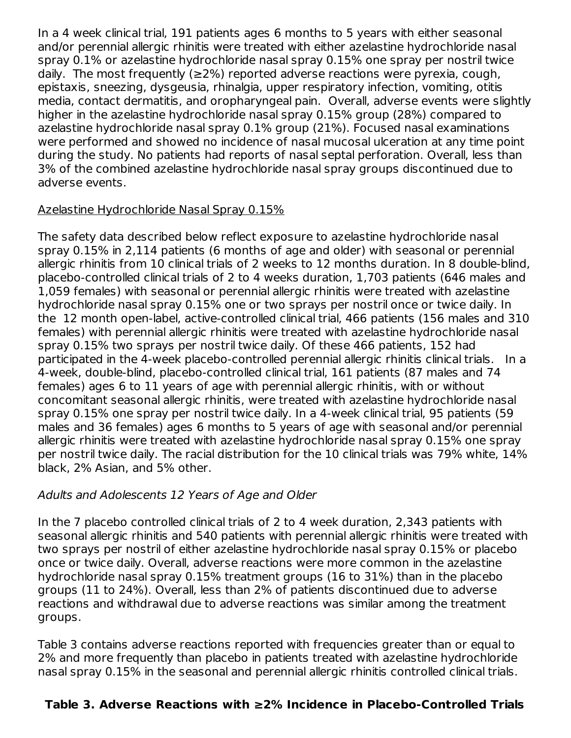In a 4 week clinical trial, 191 patients ages 6 months to 5 years with either seasonal and/or perennial allergic rhinitis were treated with either azelastine hydrochloride nasal spray 0.1% or azelastine hydrochloride nasal spray 0.15% one spray per nostril twice daily. The most frequently (≥2%) reported adverse reactions were pyrexia, cough, epistaxis, sneezing, dysgeusia, rhinalgia, upper respiratory infection, vomiting, otitis media, contact dermatitis, and oropharyngeal pain. Overall, adverse events were slightly higher in the azelastine hydrochloride nasal spray 0.15% group (28%) compared to azelastine hydrochloride nasal spray 0.1% group (21%). Focused nasal examinations were performed and showed no incidence of nasal mucosal ulceration at any time point during the study. No patients had reports of nasal septal perforation. Overall, less than 3% of the combined azelastine hydrochloride nasal spray groups discontinued due to adverse events.

<u>Azelastine Hydrochloride Nasal Spray 0.15%</u>

The safety data described below reflect exposure to azelastine hydrochloride nasal spray 0.15% in 2,114 patients (6 months of age and older) with seasonal or perennial allergic rhinitis from 10 clinical trials of 2 weeks to 12 months duration. In 8 double-blind, placebo-controlled clinical trials of 2 to 4 weeks duration, 1,703 patients (646 males and 1,059 females) with seasonal or perennial allergic rhinitis were treated with azelastine hydrochloride nasal spray 0.15% one or two sprays per nostril once or twice daily. In the 12 month open-label, active-controlled clinical trial, 466 patients (156 males and 310 females) with perennial allergic rhinitis were treated with azelastine hydrochloride nasal spray 0.15% two sprays per nostril twice daily. Of these 466 patients, 152 had participated in the 4-week placebo-controlled perennial allergic rhinitis clinical trials. In a 4-week, double-blind, placebo-controlled clinical trial, 161 patients (87 males and 74 females) ages 6 to 11 years of age with perennial allergic rhinitis, with or without concomitant seasonal allergic rhinitis, were treated with azelastine hydrochloride nasal spray 0.15% one spray per nostril twice daily. In a 4-week clinical trial, 95 patients (59 males and 36 females) ages 6 months to 5 years of age with seasonal and/or perennial allergic rhinitis were treated with azelastine hydrochloride nasal spray 0.15% one spray per nostril twice daily. The racial distribution for the 10 clinical trials was 79% white, 14% black, 2% Asian, and 5% other.

*Adults and Adolescents 12 Years of Age and Older*

In the 7 placebo controlled clinical trials of 2 to 4 week duration, 2,343 patients with seasonal allergic rhinitis and 540 patients with perennial allergic rhinitis were treated with two sprays per nostril of either azelastine hydrochloride nasal spray 0.15% or placebo once or twice daily. Overall, adverse reactions were more common in the azelastine hydrochloride nasal spray 0.15% treatment groups (16 to 31%) than in the placebo groups (11 to 24%). Overall, less than 2% of patients discontinued due to adverse reactions and withdrawal due to adverse reactions was similar among the treatment groups.

Table 3 contains adverse reactions reported with frequencies greater than or equal to 2% and more frequently than placebo in patients treated with azelastine hydrochloride nasal spray 0.15% in the seasonal and perennial allergic rhinitis controlled clinical trials.

**Table 3. Adverse Reactions with ≥2% Incidence in Placebo-Controlled Trials**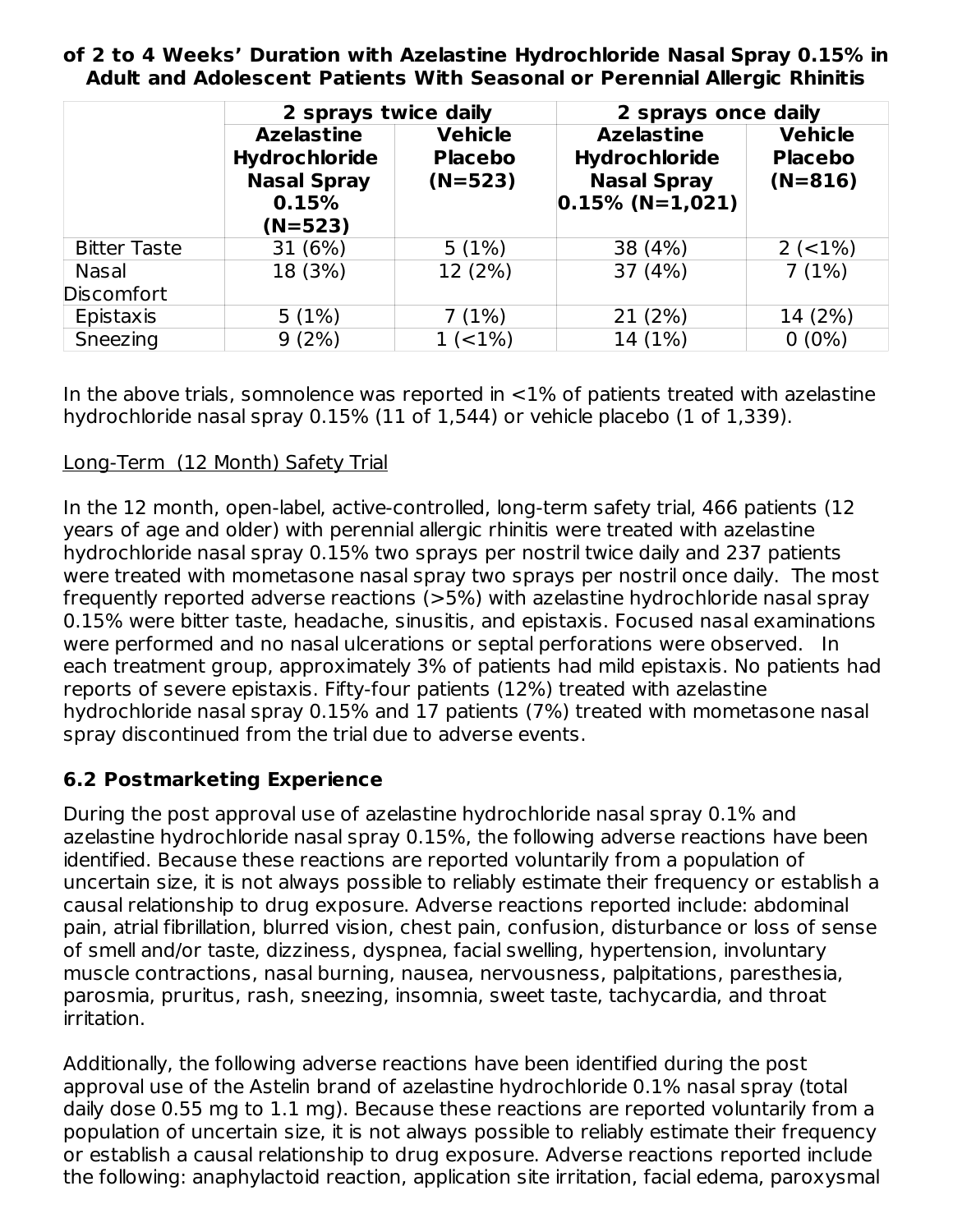**of 2 to 4 Weeks' Duration with Azelastine Hydrochloride Nasal Spray 0.15% in Adult and Adolescent Patients With Seasonal or Perennial Allergic Rhinitis**

| | **2 sprays twice daily** | | **2 sprays once daily** | |
|---|---|---|---|---|
| | **Azelastine Hydrochloride Nasal Spray 0.15% (N=523)** | **Vehicle Placebo (N=523)** | **Azelastine Hydrochloride Nasal Spray 0.15% (N=1,021)** | **Vehicle Placebo (N=816)** |
| Bitter Taste | 31 (6%) | 5 (1%) | 38 (4%) | 2 (<1%) |
| Nasal Discomfort | 18 (3%) | 12 (2%) | 37 (4%) | 7 (1%) |
| Epistaxis | 5 (1%) | 7 (1%) | 21 (2%) | 14 (2%) |
| Sneezing | 9 (2%) | 1 (<1%) | 14 (1%) | 0 (0%) |

In the above trials, somnolence was reported in <1% of patients treated with azelastine hydrochloride nasal spray 0.15% (11 of 1,544) or vehicle placebo (1 of 1,339).

Long-Term (12 Month) Safety Trial

In the 12 month, open-label, active-controlled, long-term safety trial, 466 patients (12 years of age and older) with perennial allergic rhinitis were treated with azelastine hydrochloride nasal spray 0.15% two sprays per nostril twice daily and 237 patients were treated with mometasone nasal spray two sprays per nostril once daily. The most frequently reported adverse reactions (>5%) with azelastine hydrochloride nasal spray 0.15% were bitter taste, headache, sinusitis, and epistaxis. Focused nasal examinations were performed and no nasal ulcerations or septal perforations were observed. In each treatment group, approximately 3% of patients had mild epistaxis. No patients had reports of severe epistaxis. Fifty-four patients (12%) treated with azelastine hydrochloride nasal spray 0.15% and 17 patients (7%) treated with mometasone nasal spray discontinued from the trial due to adverse events.

### 6.2 Postmarketing Experience

During the post approval use of azelastine hydrochloride nasal spray 0.1% and azelastine hydrochloride nasal spray 0.15%, the following adverse reactions have been identified. Because these reactions are reported voluntarily from a population of uncertain size, it is not always possible to reliably estimate their frequency or establish a causal relationship to drug exposure. Adverse reactions reported include: abdominal pain, atrial fibrillation, blurred vision, chest pain, confusion, disturbance or loss of sense of smell and/or taste, dizziness, dyspnea, facial swelling, hypertension, involuntary muscle contractions, nasal burning, nausea, nervousness, palpitations, paresthesia, parosmia, pruritus, rash, sneezing, insomnia, sweet taste, tachycardia, and throat irritation.

Additionally, the following adverse reactions have been identified during the post approval use of the Astelin brand of azelastine hydrochloride 0.1% nasal spray (total daily dose 0.55 mg to 1.1 mg). Because these reactions are reported voluntarily from a population of uncertain size, it is not always possible to reliably estimate their frequency or establish a causal relationship to drug exposure. Adverse reactions reported include the following: anaphylactoid reaction, application site irritation, facial edema, paroxysmal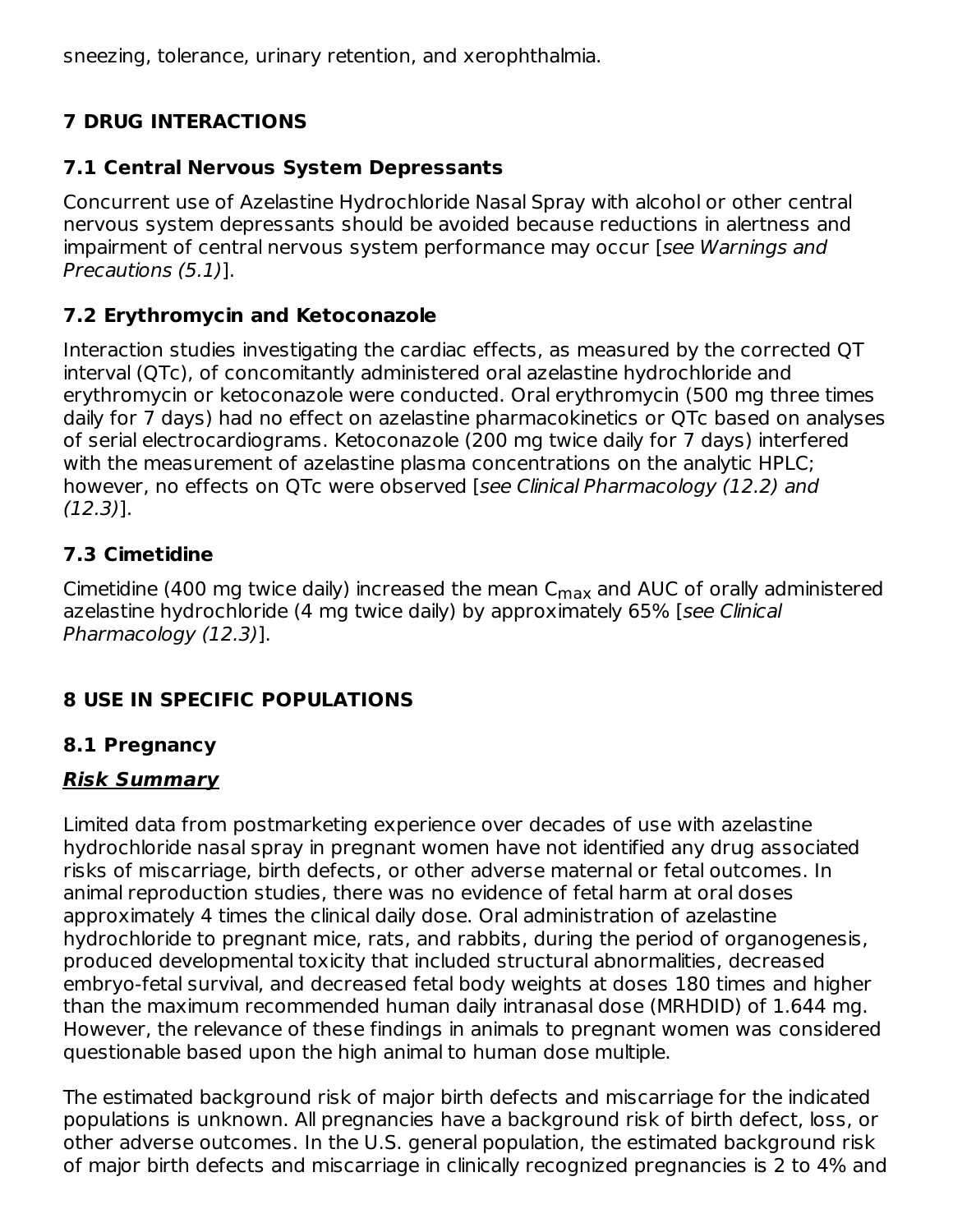sneezing, tolerance, urinary retention, and xerophthalmia.

## 7 DRUG INTERACTIONS

### 7.1 Central Nervous System Depressants

Concurrent use of Azelastine Hydrochloride Nasal Spray with alcohol or other central nervous system depressants should be avoided because reductions in alertness and impairment of central nervous system performance may occur [*see Warnings and Precautions (5.1)*].

### 7.2 Erythromycin and Ketoconazole

Interaction studies investigating the cardiac effects, as measured by the corrected QT interval (QTc), of concomitantly administered oral azelastine hydrochloride and erythromycin or ketoconazole were conducted. Oral erythromycin (500 mg three times daily for 7 days) had no effect on azelastine pharmacokinetics or QTc based on analyses of serial electrocardiograms. Ketoconazole (200 mg twice daily for 7 days) interfered with the measurement of azelastine plasma concentrations on the analytic HPLC; however, no effects on QTc were observed [*see Clinical Pharmacology (12.2) and (12.3)*].

### 7.3 Cimetidine

Cimetidine (400 mg twice daily) increased the mean $C_{max}$ and AUC of orally administered azelastine hydrochloride (4 mg twice daily) by approximately 65% [*see Clinical Pharmacology (12.3)*].

## 8 USE IN SPECIFIC POPULATIONS

### 8.1 Pregnancy

***Risk Summary***

Limited data from postmarketing experience over decades of use with azelastine hydrochloride nasal spray in pregnant women have not identified any drug associated risks of miscarriage, birth defects, or other adverse maternal or fetal outcomes. In animal reproduction studies, there was no evidence of fetal harm at oral doses approximately 4 times the clinical daily dose. Oral administration of azelastine hydrochloride to pregnant mice, rats, and rabbits, during the period of organogenesis, produced developmental toxicity that included structural abnormalities, decreased embryo-fetal survival, and decreased fetal body weights at doses 180 times and higher than the maximum recommended human daily intranasal dose (MRHDID) of 1.644 mg. However, the relevance of these findings in animals to pregnant women was considered questionable based upon the high animal to human dose multiple.

The estimated background risk of major birth defects and miscarriage for the indicated populations is unknown. All pregnancies have a background risk of birth defect, loss, or other adverse outcomes. In the U.S. general population, the estimated background risk of major birth defects and miscarriage in clinically recognized pregnancies is 2 to 4% and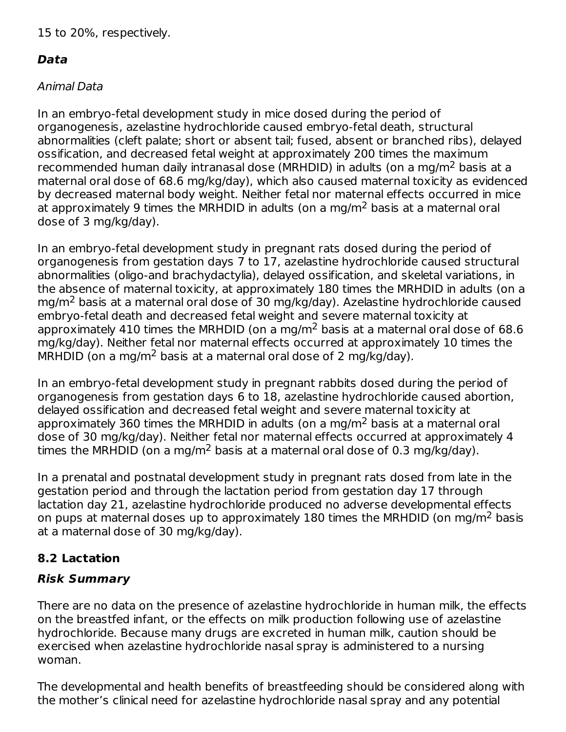15 to 20%, respectively.

***Data***

*Animal Data*

In an embryo-fetal development study in mice dosed during the period of organogenesis, azelastine hydrochloride caused embryo-fetal death, structural abnormalities (cleft palate; short or absent tail; fused, absent or branched ribs), delayed ossification, and decreased fetal weight at approximately 200 times the maximum recommended human daily intranasal dose (MRHDID) in adults (on a mg/$m^2$ basis at a maternal oral dose of 68.6 mg/kg/day), which also caused maternal toxicity as evidenced by decreased maternal body weight. Neither fetal nor maternal effects occurred in mice at approximately 9 times the MRHDID in adults (on a mg/$m^2$ basis at a maternal oral dose of 3 mg/kg/day).

In an embryo-fetal development study in pregnant rats dosed during the period of organogenesis from gestation days 7 to 17, azelastine hydrochloride caused structural abnormalities (oligo-and brachydactylia), delayed ossification, and skeletal variations, in the absence of maternal toxicity, at approximately 180 times the MRHDID in adults (on a mg/$m^2$ basis at a maternal oral dose of 30 mg/kg/day). Azelastine hydrochloride caused embryo-fetal death and decreased fetal weight and severe maternal toxicity at approximately 410 times the MRHDID (on a mg/$m^2$ basis at a maternal oral dose of 68.6 mg/kg/day). Neither fetal nor maternal effects occurred at approximately 10 times the MRHDID (on a mg/$m^2$ basis at a maternal oral dose of 2 mg/kg/day).

In an embryo-fetal development study in pregnant rabbits dosed during the period of organogenesis from gestation days 6 to 18, azelastine hydrochloride caused abortion, delayed ossification and decreased fetal weight and severe maternal toxicity at approximately 360 times the MRHDID in adults (on a mg/$m^2$ basis at a maternal oral dose of 30 mg/kg/day). Neither fetal nor maternal effects occurred at approximately 4 times the MRHDID (on a mg/$m^2$ basis at a maternal oral dose of 0.3 mg/kg/day).

In a prenatal and postnatal development study in pregnant rats dosed from late in the gestation period and through the lactation period from gestation day 17 through lactation day 21, azelastine hydrochloride produced no adverse developmental effects on pups at maternal doses up to approximately 180 times the MRHDID (on mg/$m^2$ basis at a maternal dose of 30 mg/kg/day).

### 8.2 Lactation

***Risk Summary***

There are no data on the presence of azelastine hydrochloride in human milk, the effects on the breastfed infant, or the effects on milk production following use of azelastine hydrochloride. Because many drugs are excreted in human milk, caution should be exercised when azelastine hydrochloride nasal spray is administered to a nursing woman.

The developmental and health benefits of breastfeeding should be considered along with the mother's clinical need for azelastine hydrochloride nasal spray and any potential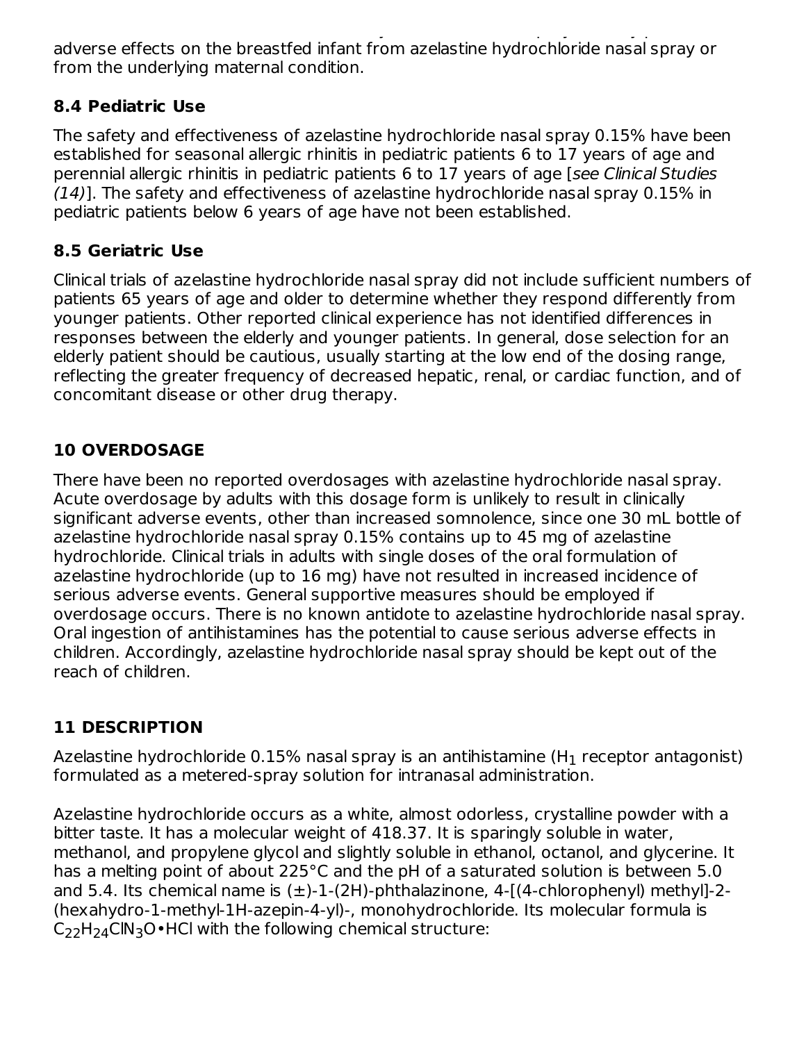adverse effects on the breastfed infant from azelastine hydrochloride nasal spray or from the underlying maternal condition.

### 8.4 Pediatric Use

The safety and effectiveness of azelastine hydrochloride nasal spray 0.15% have been established for seasonal allergic rhinitis in pediatric patients 6 to 17 years of age and perennial allergic rhinitis in pediatric patients 6 to 17 years of age [*see Clinical Studies (14)*]. The safety and effectiveness of azelastine hydrochloride nasal spray 0.15% in pediatric patients below 6 years of age have not been established.

### 8.5 Geriatric Use

Clinical trials of azelastine hydrochloride nasal spray did not include sufficient numbers of patients 65 years of age and older to determine whether they respond differently from younger patients. Other reported clinical experience has not identified differences in responses between the elderly and younger patients. In general, dose selection for an elderly patient should be cautious, usually starting at the low end of the dosing range, reflecting the greater frequency of decreased hepatic, renal, or cardiac function, and of concomitant disease or other drug therapy.

## 10 OVERDOSAGE

There have been no reported overdosages with azelastine hydrochloride nasal spray. Acute overdosage by adults with this dosage form is unlikely to result in clinically significant adverse events, other than increased somnolence, since one 30 mL bottle of azelastine hydrochloride nasal spray 0.15% contains up to 45 mg of azelastine hydrochloride. Clinical trials in adults with single doses of the oral formulation of azelastine hydrochloride (up to 16 mg) have not resulted in increased incidence of serious adverse events. General supportive measures should be employed if overdosage occurs. There is no known antidote to azelastine hydrochloride nasal spray. Oral ingestion of antihistamines has the potential to cause serious adverse effects in children. Accordingly, azelastine hydrochloride nasal spray should be kept out of the reach of children.

## 11 DESCRIPTION

Azelastine hydrochloride 0.15% nasal spray is an antihistamine ($H_1$ receptor antagonist) formulated as a metered-spray solution for intranasal administration.

Azelastine hydrochloride occurs as a white, almost odorless, crystalline powder with a bitter taste. It has a molecular weight of 418.37. It is sparingly soluble in water, methanol, and propylene glycol and slightly soluble in ethanol, octanol, and glycerine. It has a melting point of about 225°C and the pH of a saturated solution is between 5.0 and 5.4. Its chemical name is (±)-1-(2H)-phthalazinone, 4-[(4-chlorophenyl) methyl]-2-(hexahydro-1-methyl-1H-azepin-4-yl)-, monohydrochloride. Its molecular formula is $C_{22}H_{24}ClN_3O$•HCl with the following chemical structure: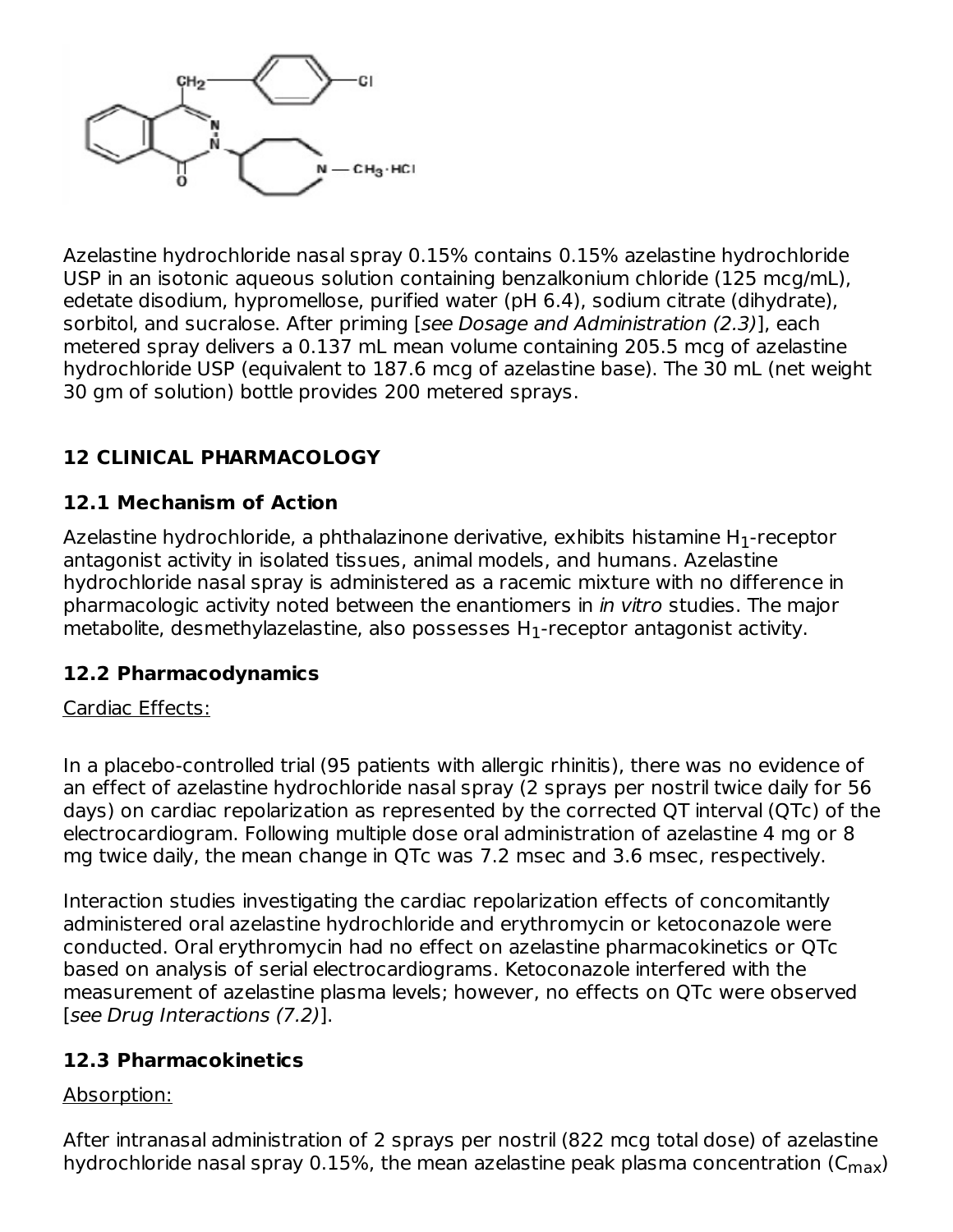Azelastine hydrochloride nasal spray 0.15% contains 0.15% azelastine hydrochloride USP in an isotonic aqueous solution containing benzalkonium chloride (125 mcg/mL), edetate disodium, hypromellose, purified water (pH 6.4), sodium citrate (dihydrate), sorbitol, and sucralose. After priming [*see Dosage and Administration (2.3)*], each metered spray delivers a 0.137 mL mean volume containing 205.5 mcg of azelastine hydrochloride USP (equivalent to 187.6 mcg of azelastine base). The 30 mL (net weight 30 gm of solution) bottle provides 200 metered sprays.

## 12 CLINICAL PHARMACOLOGY

### 12.1 Mechanism of Action

Azelastine hydrochloride, a phthalazinone derivative, exhibits histamine $H_1$-receptor antagonist activity in isolated tissues, animal models, and humans. Azelastine hydrochloride nasal spray is administered as a racemic mixture with no difference in pharmacologic activity noted between the enantiomers in *in vitro* studies. The major metabolite, desmethylazelastine, also possesses $H_1$-receptor antagonist activity.

### 12.2 Pharmacodynamics

Cardiac Effects:

In a placebo-controlled trial (95 patients with allergic rhinitis), there was no evidence of an effect of azelastine hydrochloride nasal spray (2 sprays per nostril twice daily for 56 days) on cardiac repolarization as represented by the corrected QT interval (QTc) of the electrocardiogram. Following multiple dose oral administration of azelastine 4 mg or 8 mg twice daily, the mean change in QTc was 7.2 msec and 3.6 msec, respectively.

Interaction studies investigating the cardiac repolarization effects of concomitantly administered oral azelastine hydrochloride and erythromycin or ketoconazole were conducted. Oral erythromycin had no effect on azelastine pharmacokinetics or QTc based on analysis of serial electrocardiograms. Ketoconazole interfered with the measurement of azelastine plasma levels; however, no effects on QTc were observed [*see Drug Interactions (7.2)*].

### 12.3 Pharmacokinetics

Absorption:

After intranasal administration of 2 sprays per nostril (822 mcg total dose) of azelastine hydrochloride nasal spray 0.15%, the mean azelastine peak plasma concentration ($C_{max}$)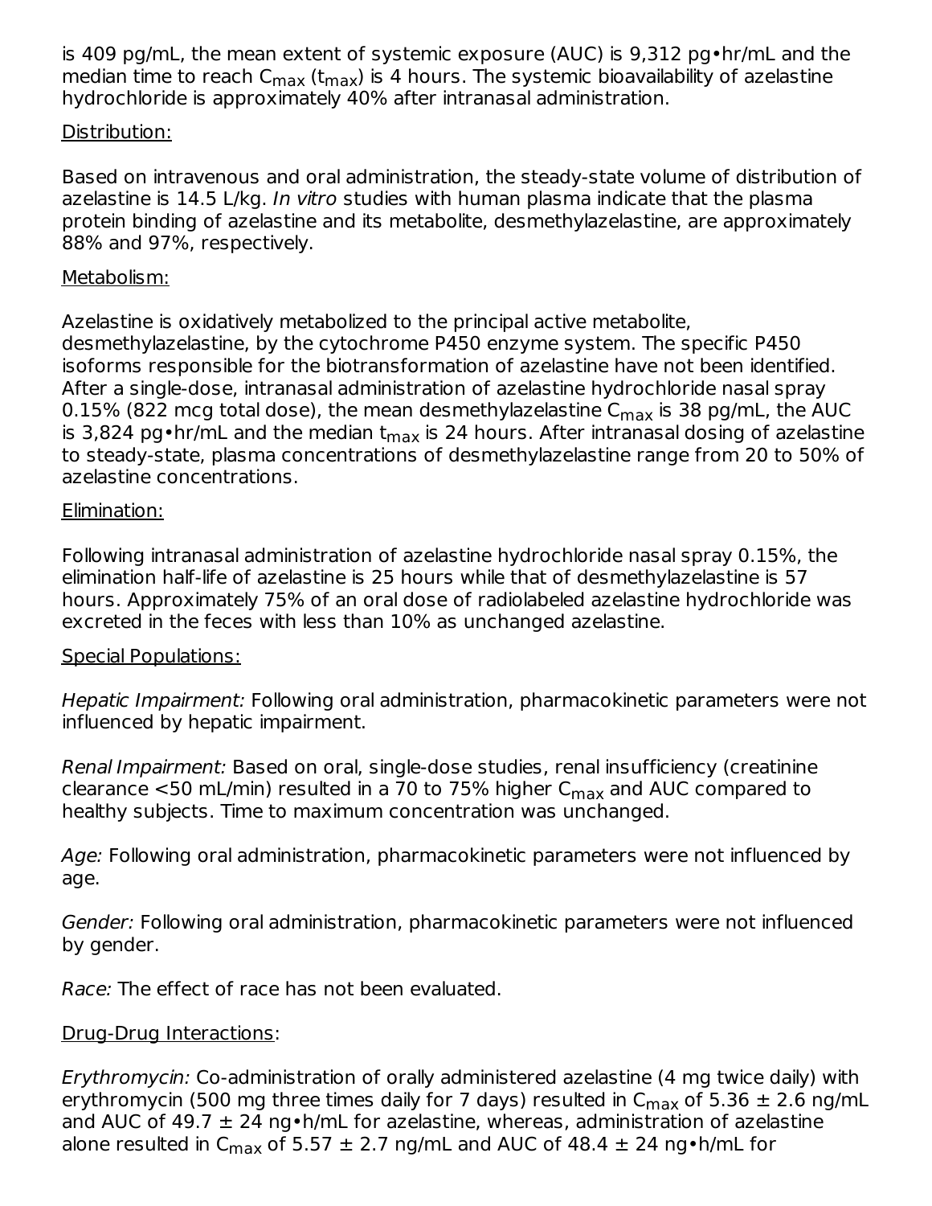is 409 pg/mL, the mean extent of systemic exposure (AUC) is 9,312 pg•hr/mL and the median time to reach $C_{max}$ ($t_{max}$) is 4 hours. The systemic bioavailability of azelastine hydrochloride is approximately 40% after intranasal administration.

Distribution:

Based on intravenous and oral administration, the steady-state volume of distribution of azelastine is 14.5 L/kg. *In vitro* studies with human plasma indicate that the plasma protein binding of azelastine and its metabolite, desmethylazelastine, are approximately 88% and 97%, respectively.

Metabolism:

Azelastine is oxidatively metabolized to the principal active metabolite, desmethylazelastine, by the cytochrome P450 enzyme system. The specific P450 isoforms responsible for the biotransformation of azelastine have not been identified. After a single-dose, intranasal administration of azelastine hydrochloride nasal spray 0.15% (822 mcg total dose), the mean desmethylazelastine $C_{max}$ is 38 pg/mL, the AUC is 3,824 pg•hr/mL and the median $t_{max}$ is 24 hours. After intranasal dosing of azelastine to steady-state, plasma concentrations of desmethylazelastine range from 20 to 50% of azelastine concentrations.

Elimination:

Following intranasal administration of azelastine hydrochloride nasal spray 0.15%, the elimination half-life of azelastine is 25 hours while that of desmethylazelastine is 57 hours. Approximately 75% of an oral dose of radiolabeled azelastine hydrochloride was excreted in the feces with less than 10% as unchanged azelastine.

Special Populations:

*Hepatic Impairment:* Following oral administration, pharmacokinetic parameters were not influenced by hepatic impairment.

*Renal Impairment:* Based on oral, single-dose studies, renal insufficiency (creatinine clearance <50 mL/min) resulted in a 70 to 75% higher $C_{max}$ and AUC compared to healthy subjects. Time to maximum concentration was unchanged.

*Age:* Following oral administration, pharmacokinetic parameters were not influenced by age.

*Gender:* Following oral administration, pharmacokinetic parameters were not influenced by gender.

*Race:* The effect of race has not been evaluated.

Drug-Drug Interactions:

*Erythromycin:* Co-administration of orally administered azelastine (4 mg twice daily) with erythromycin (500 mg three times daily for 7 days) resulted in $C_{max}$ of 5.36 ± 2.6 ng/mL and AUC of 49.7 ± 24 ng•h/mL for azelastine, whereas, administration of azelastine alone resulted in $C_{max}$ of 5.57 ± 2.7 ng/mL and AUC of 48.4 ± 24 ng•h/mL for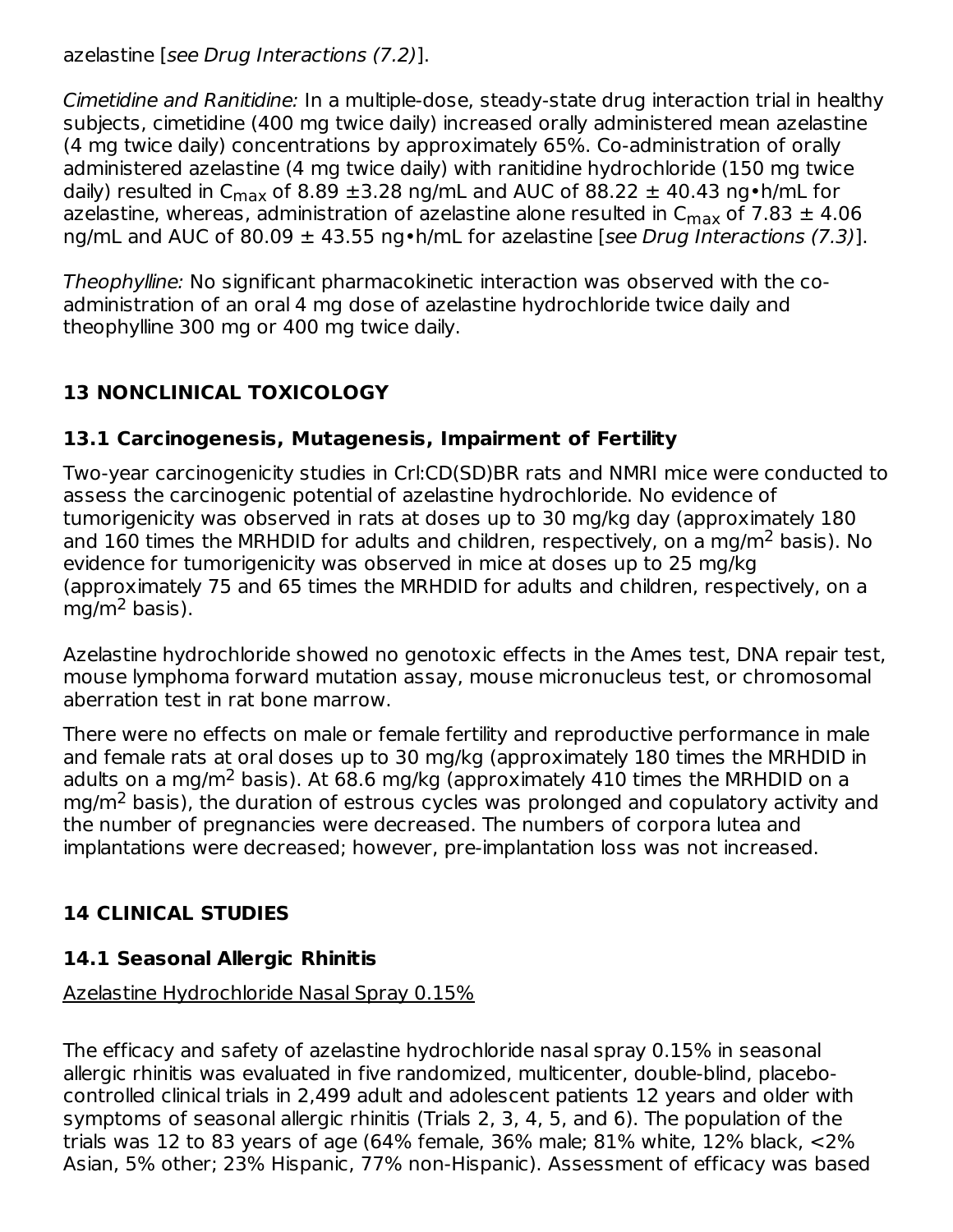azelastine [*see Drug Interactions (7.2)*].

*Cimetidine and Ranitidine:* In a multiple-dose, steady-state drug interaction trial in healthy subjects, cimetidine (400 mg twice daily) increased orally administered mean azelastine (4 mg twice daily) concentrations by approximately 65%. Co-administration of orally administered azelastine (4 mg twice daily) with ranitidine hydrochloride (150 mg twice daily) resulted in $C_{max}$ of 8.89 ±3.28 ng/mL and AUC of 88.22 ± 40.43 ng•h/mL for azelastine, whereas, administration of azelastine alone resulted in $C_{max}$ of 7.83 ± 4.06 ng/mL and AUC of 80.09 ± 43.55 ng•h/mL for azelastine [*see Drug Interactions (7.3)*].

*Theophylline:* No significant pharmacokinetic interaction was observed with the co-administration of an oral 4 mg dose of azelastine hydrochloride twice daily and theophylline 300 mg or 400 mg twice daily.

## 13 NONCLINICAL TOXICOLOGY

### 13.1 Carcinogenesis, Mutagenesis, Impairment of Fertility

Two-year carcinogenicity studies in Crl:CD(SD)BR rats and NMRI mice were conducted to assess the carcinogenic potential of azelastine hydrochloride. No evidence of tumorigenicity was observed in rats at doses up to 30 mg/kg day (approximately 180 and 160 times the MRHDID for adults and children, respectively, on a mg/$m^2$ basis). No evidence for tumorigenicity was observed in mice at doses up to 25 mg/kg (approximately 75 and 65 times the MRHDID for adults and children, respectively, on a mg/$m^2$ basis).

Azelastine hydrochloride showed no genotoxic effects in the Ames test, DNA repair test, mouse lymphoma forward mutation assay, mouse micronucleus test, or chromosomal aberration test in rat bone marrow.

There were no effects on male or female fertility and reproductive performance in male and female rats at oral doses up to 30 mg/kg (approximately 180 times the MRHDID in adults on a mg/$m^2$ basis). At 68.6 mg/kg (approximately 410 times the MRHDID on a mg/$m^2$ basis), the duration of estrous cycles was prolonged and copulatory activity and the number of pregnancies were decreased. The numbers of corpora lutea and implantations were decreased; however, pre-implantation loss was not increased.

## 14 CLINICAL STUDIES

### 14.1 Seasonal Allergic Rhinitis

Azelastine Hydrochloride Nasal Spray 0.15%

The efficacy and safety of azelastine hydrochloride nasal spray 0.15% in seasonal allergic rhinitis was evaluated in five randomized, multicenter, double-blind, placebo-controlled clinical trials in 2,499 adult and adolescent patients 12 years and older with symptoms of seasonal allergic rhinitis (Trials 2, 3, 4, 5, and 6). The population of the trials was 12 to 83 years of age (64% female, 36% male; 81% white, 12% black, <2% Asian, 5% other; 23% Hispanic, 77% non-Hispanic). Assessment of efficacy was based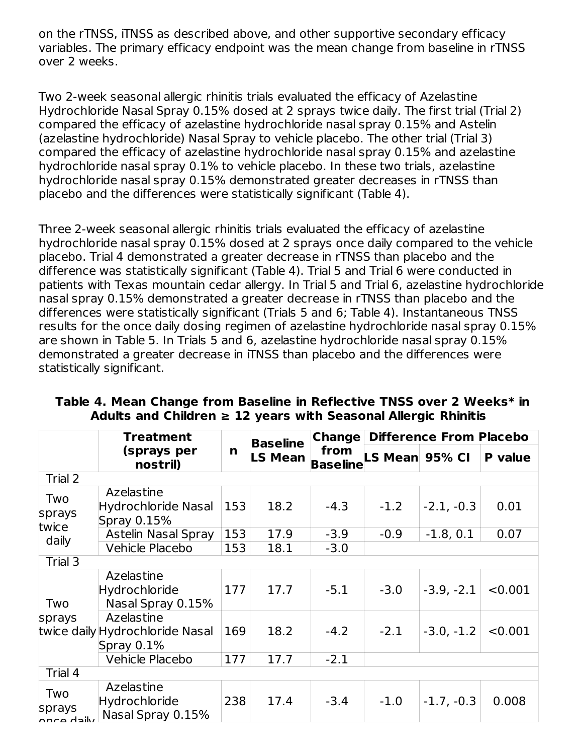on the rTNSS, iTNSS as described above, and other supportive secondary efficacy variables. The primary efficacy endpoint was the mean change from baseline in rTNSS over 2 weeks.

Two 2-week seasonal allergic rhinitis trials evaluated the efficacy of Azelastine Hydrochloride Nasal Spray 0.15% dosed at 2 sprays twice daily. The first trial (Trial 2) compared the efficacy of azelastine hydrochloride nasal spray 0.15% and Astelin (azelastine hydrochloride) Nasal Spray to vehicle placebo. The other trial (Trial 3) compared the efficacy of azelastine hydrochloride nasal spray 0.15% and azelastine hydrochloride nasal spray 0.1% to vehicle placebo. In these two trials, azelastine hydrochloride nasal spray 0.15% demonstrated greater decreases in rTNSS than placebo and the differences were statistically significant (Table 4).

Three 2-week seasonal allergic rhinitis trials evaluated the efficacy of azelastine hydrochloride nasal spray 0.15% dosed at 2 sprays once daily compared to the vehicle placebo. Trial 4 demonstrated a greater decrease in rTNSS than placebo and the difference was statistically significant (Table 4). Trial 5 and Trial 6 were conducted in patients with Texas mountain cedar allergy. In Trial 5 and Trial 6, azelastine hydrochloride nasal spray 0.15% demonstrated a greater decrease in rTNSS than placebo and the differences were statistically significant (Trials 5 and 6; Table 4). Instantaneous TNSS results for the once daily dosing regimen of azelastine hydrochloride nasal spray 0.15% are shown in Table 5. In Trials 5 and 6, azelastine hydrochloride nasal spray 0.15% demonstrated a greater decrease in iTNSS than placebo and the differences were statistically significant.

**Table 4. Mean Change from Baseline in Reflective TNSS over 2 Weeks* in Adults and Children ≥ 12 years with Seasonal Allergic Rhinitis**

| | Treatment (sprays per nostril) | n | Baseline LS Mean | Change from Baseline | Difference From Placebo | | |
|---|---|---|---|---|---|---|---|
| | | | | | LS Mean | 95% CI | P value |
| Trial 2 | | | | | | | |
| Two sprays twice daily | Azelastine Hydrochloride Nasal Spray 0.15% | 153 | 18.2 | -4.3 | -1.2 | -2.1, -0.3 | 0.01 |
| | Astelin Nasal Spray | 153 | 17.9 | -3.9 | -0.9 | -1.8, 0.1 | 0.07 |
| | Vehicle Placebo | 153 | 18.1 | -3.0 | | | |
| Trial 3 | | | | | | | |
| Two sprays twice daily | Azelastine Hydrochloride Nasal Spray 0.15% | 177 | 17.7 | -5.1 | -3.0 | -3.9, -2.1 | <0.001 |
| | Azelastine Hydrochloride Nasal Spray 0.1% | 169 | 18.2 | -4.2 | -2.1 | -3.0, -1.2 | <0.001 |
| | Vehicle Placebo | 177 | 17.7 | -2.1 | | | |
| Trial 4 | | | | | | | |
| Two sprays once daily | Azelastine Hydrochloride Nasal Spray 0.15% | 238 | 17.4 | -3.4 | -1.0 | -1.7, -0.3 | 0.008 |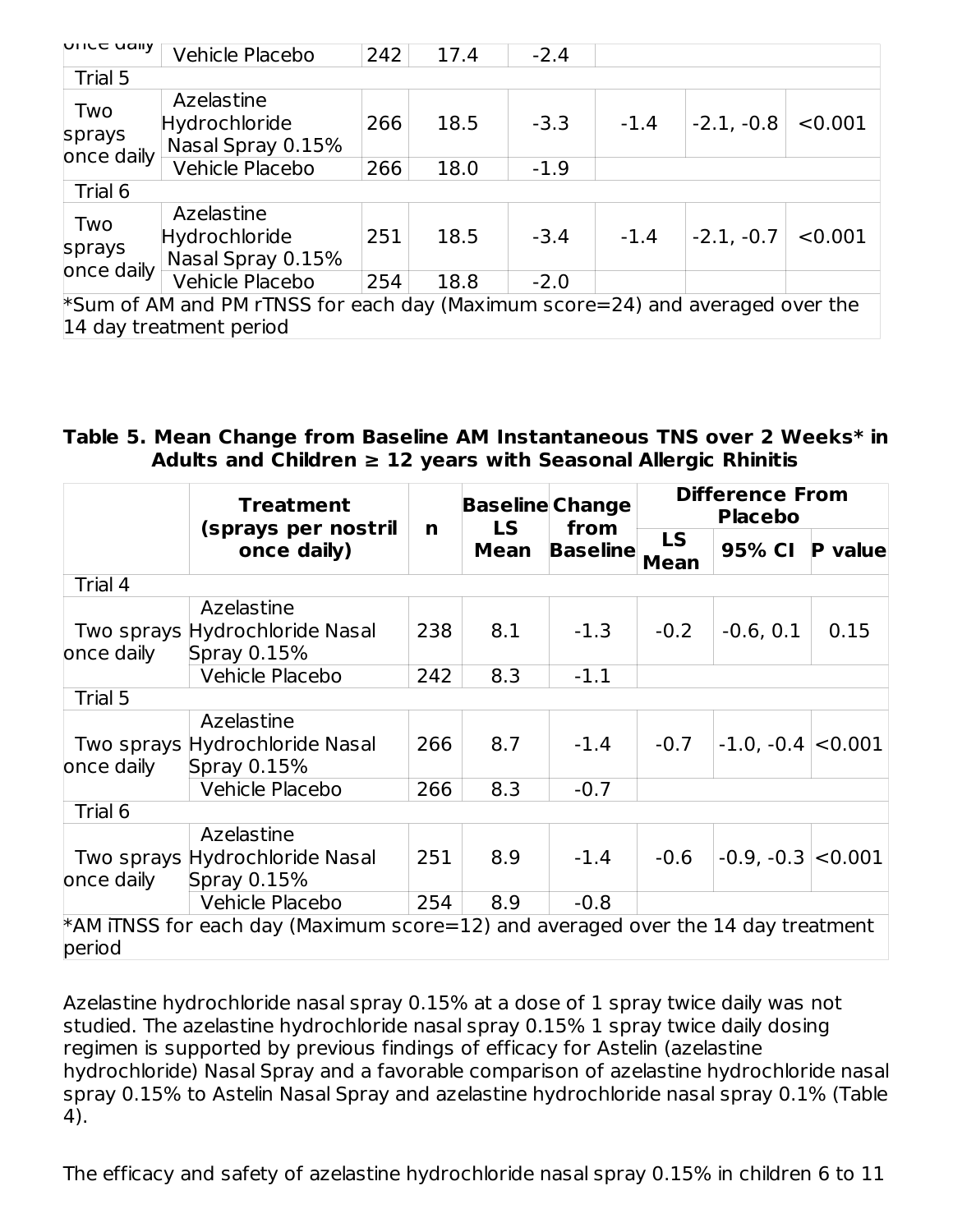| | | | | | | | |
|---|---|---|---|---|---|---|---|
| once daily | Vehicle Placebo | 242 | 17.4 | -2.4 | | | |
| Trial 5 | | | | | | | |
| Two sprays once daily | Azelastine Hydrochloride Nasal Spray 0.15% | 266 | 18.5 | -3.3 | -1.4 | -2.1, -0.8 | <0.001 |
| | Vehicle Placebo | 266 | 18.0 | -1.9 | | | |
| Trial 6 | | | | | | | |
| Two sprays once daily | Azelastine Hydrochloride Nasal Spray 0.15% | 251 | 18.5 | -3.4 | -1.4 | -2.1, -0.7 | <0.001 |
| | Vehicle Placebo | 254 | 18.8 | -2.0 | | | |

*Sum of AM and PM rTNSS for each day (Maximum score=24) and averaged over the 14 day treatment period

**Table 5. Mean Change from Baseline AM Instantaneous TNS over 2 Weeks* in Adults and Children ≥ 12 years with Seasonal Allergic Rhinitis**

| | Treatment (sprays per nostril once daily) | n | Baseline LS Mean | Change from Baseline | Difference From Placebo | | |
|---|---|---|---|---|---|---|---|
| | | | | | LS Mean | 95% CI | P value |
| Trial 4 | | | | | | | |
| Two sprays once daily | Azelastine Hydrochloride Nasal Spray 0.15% | 238 | 8.1 | -1.3 | -0.2 | -0.6, 0.1 | 0.15 |
| | Vehicle Placebo | 242 | 8.3 | -1.1 | | | |
| Trial 5 | | | | | | | |
| Two sprays once daily | Azelastine Hydrochloride Nasal Spray 0.15% | 266 | 8.7 | -1.4 | -0.7 | -1.0, -0.4 | <0.001 |
| | Vehicle Placebo | 266 | 8.3 | -0.7 | | | |
| Trial 6 | | | | | | | |
| Two sprays once daily | Azelastine Hydrochloride Nasal Spray 0.15% | 251 | 8.9 | -1.4 | -0.6 | -0.9, -0.3 | <0.001 |
| | Vehicle Placebo | 254 | 8.9 | -0.8 | | | |

*AM iTNSS for each day (Maximum score=12) and averaged over the 14 day treatment period

Azelastine hydrochloride nasal spray 0.15% at a dose of 1 spray twice daily was not studied. The azelastine hydrochloride nasal spray 0.15% 1 spray twice daily dosing regimen is supported by previous findings of efficacy for Astelin (azelastine hydrochloride) Nasal Spray and a favorable comparison of azelastine hydrochloride nasal spray 0.15% to Astelin Nasal Spray and azelastine hydrochloride nasal spray 0.1% (Table 4).

The efficacy and safety of azelastine hydrochloride nasal spray 0.15% in children 6 to 11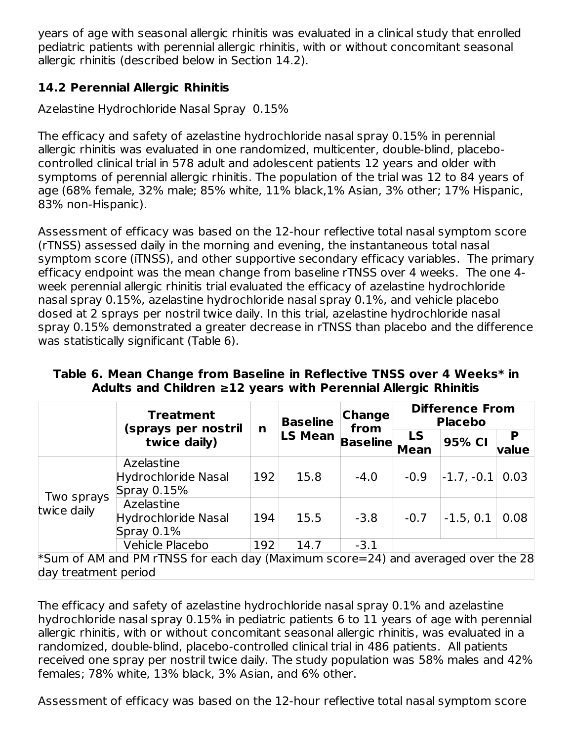years of age with seasonal allergic rhinitis was evaluated in a clinical study that enrolled pediatric patients with perennial allergic rhinitis, with or without concomitant seasonal allergic rhinitis (described below in Section 14.2).

## 14.2 Perennial Allergic Rhinitis

Azelastine Hydrochloride Nasal Spray 0.15%

The efficacy and safety of azelastine hydrochloride nasal spray 0.15% in perennial allergic rhinitis was evaluated in one randomized, multicenter, double-blind, placebo-controlled clinical trial in 578 adult and adolescent patients 12 years and older with symptoms of perennial allergic rhinitis. The population of the trial was 12 to 84 years of age (68% female, 32% male; 85% white, 11% black,1% Asian, 3% other; 17% Hispanic, 83% non-Hispanic).

Assessment of efficacy was based on the 12-hour reflective total nasal symptom score (rTNSS) assessed daily in the morning and evening, the instantaneous total nasal symptom score (iTNSS), and other supportive secondary efficacy variables. The primary efficacy endpoint was the mean change from baseline rTNSS over 4 weeks. The one 4-week perennial allergic rhinitis trial evaluated the efficacy of azelastine hydrochloride nasal spray 0.15%, azelastine hydrochloride nasal spray 0.1%, and vehicle placebo dosed at 2 sprays per nostril twice daily. In this trial, azelastine hydrochloride nasal spray 0.15% demonstrated a greater decrease in rTNSS than placebo and the difference was statistically significant (Table 6).

**Table 6. Mean Change from Baseline in Reflective TNSS over 4 Weeks* in Adults and Children ≥12 years with Perennial Allergic Rhinitis**

| | Treatment (sprays per nostril twice daily) | n | Baseline LS Mean | Change from Baseline | Difference From Placebo | | |
|---|---|---|---|---|---|---|---|
| | | | | | LS Mean | 95% CI | P value |
| Two sprays twice daily | Azelastine Hydrochloride Nasal Spray 0.15% | 192 | 15.8 | -4.0 | -0.9 | -1.7, -0.1 | 0.03 |
| | Azelastine Hydrochloride Nasal Spray 0.1% | 194 | 15.5 | -3.8 | -0.7 | -1.5, 0.1 | 0.08 |
| | Vehicle Placebo | 192 | 14.7 | -3.1 | | | |

*Sum of AM and PM rTNSS for each day (Maximum score=24) and averaged over the 28 day treatment period

The efficacy and safety of azelastine hydrochloride nasal spray 0.1% and azelastine hydrochloride nasal spray 0.15% in pediatric patients 6 to 11 years of age with perennial allergic rhinitis, with or without concomitant seasonal allergic rhinitis, was evaluated in a randomized, double-blind, placebo-controlled clinical trial in 486 patients. All patients received one spray per nostril twice daily. The study population was 58% males and 42% females; 78% white, 13% black, 3% Asian, and 6% other.

Assessment of efficacy was based on the 12-hour reflective total nasal symptom score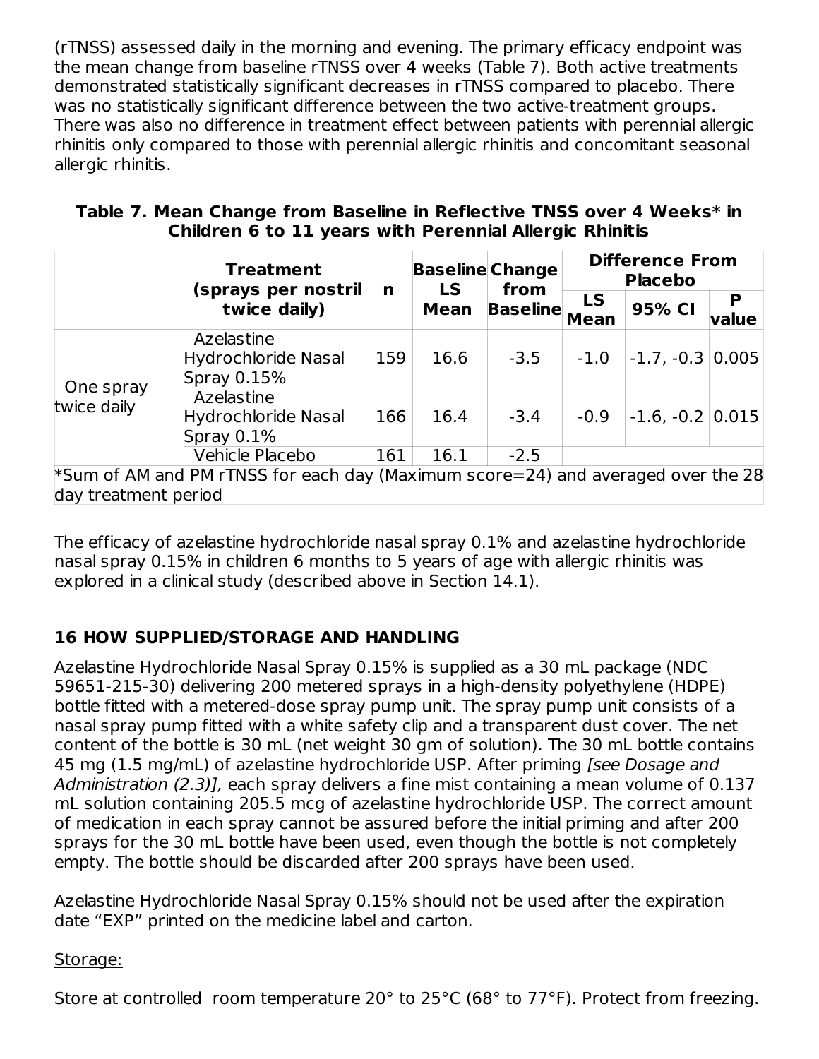(rTNSS) assessed daily in the morning and evening. The primary efficacy endpoint was the mean change from baseline rTNSS over 4 weeks (Table 7). Both active treatments demonstrated statistically significant decreases in rTNSS compared to placebo. There was no statistically significant difference between the two active-treatment groups. There was also no difference in treatment effect between patients with perennial allergic rhinitis only compared to those with perennial allergic rhinitis and concomitant seasonal allergic rhinitis.

**Table 7. Mean Change from Baseline in Reflective TNSS over 4 Weeks* in Children 6 to 11 years with Perennial Allergic Rhinitis**

| | Treatment (sprays per nostril twice daily) | n | Baseline LS Mean | Change from Baseline | Difference From Placebo | | |
|---|---|---|---|---|---|---|---|
| | | | | | LS Mean | 95% CI | P value |
| One spray twice daily | Azelastine Hydrochloride Nasal Spray 0.15% | 159 | 16.6 | -3.5 | -1.0 | -1.7, -0.3 | 0.005 |
| | Azelastine Hydrochloride Nasal Spray 0.1% | 166 | 16.4 | -3.4 | -0.9 | -1.6, -0.2 | 0.015 |
| | Vehicle Placebo | 161 | 16.1 | -2.5 | | | |

*Sum of AM and PM rTNSS for each day (Maximum score=24) and averaged over the 28 day treatment period

The efficacy of azelastine hydrochloride nasal spray 0.1% and azelastine hydrochloride nasal spray 0.15% in children 6 months to 5 years of age with allergic rhinitis was explored in a clinical study (described above in Section 14.1).

## 16 HOW SUPPLIED/STORAGE AND HANDLING

Azelastine Hydrochloride Nasal Spray 0.15% is supplied as a 30 mL package (NDC 59651-215-30) delivering 200 metered sprays in a high-density polyethylene (HDPE) bottle fitted with a metered-dose spray pump unit. The spray pump unit consists of a nasal spray pump fitted with a white safety clip and a transparent dust cover. The net content of the bottle is 30 mL (net weight 30 gm of solution). The 30 mL bottle contains 45 mg (1.5 mg/mL) of azelastine hydrochloride USP. After priming *[see Dosage and Administration (2.3)]*, each spray delivers a fine mist containing a mean volume of 0.137 mL solution containing 205.5 mcg of azelastine hydrochloride USP. The correct amount of medication in each spray cannot be assured before the initial priming and after 200 sprays for the 30 mL bottle have been used, even though the bottle is not completely empty. The bottle should be discarded after 200 sprays have been used.

Azelastine Hydrochloride Nasal Spray 0.15% should not be used after the expiration date “EXP” printed on the medicine label and carton.

Storage:

Store at controlled room temperature 20° to 25°C (68° to 77°F). Protect from freezing.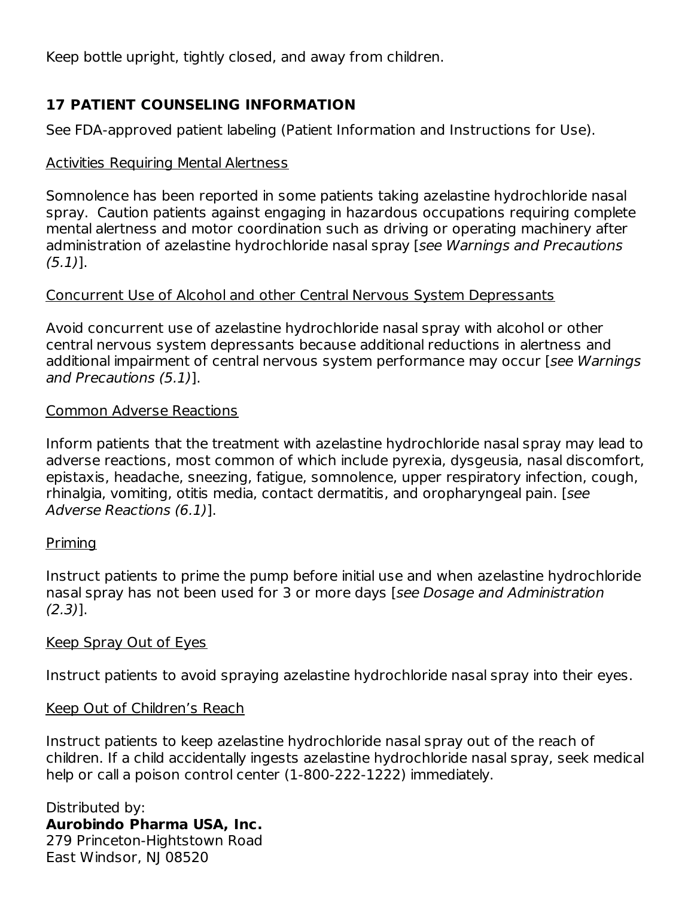Keep bottle upright, tightly closed, and away from children.

## 17 PATIENT COUNSELING INFORMATION

See FDA-approved patient labeling (Patient Information and Instructions for Use).

Activities Requiring Mental Alertness

Somnolence has been reported in some patients taking azelastine hydrochloride nasal spray. Caution patients against engaging in hazardous occupations requiring complete mental alertness and motor coordination such as driving or operating machinery after administration of azelastine hydrochloride nasal spray [*see Warnings and Precautions (5.1)*].

Concurrent Use of Alcohol and other Central Nervous System Depressants

Avoid concurrent use of azelastine hydrochloride nasal spray with alcohol or other central nervous system depressants because additional reductions in alertness and additional impairment of central nervous system performance may occur [*see Warnings and Precautions (5.1)*].

Common Adverse Reactions

Inform patients that the treatment with azelastine hydrochloride nasal spray may lead to adverse reactions, most common of which include pyrexia, dysgeusia, nasal discomfort, epistaxis, headache, sneezing, fatigue, somnolence, upper respiratory infection, cough, rhinalgia, vomiting, otitis media, contact dermatitis, and oropharyngeal pain. [*see Adverse Reactions (6.1)*].

Priming

Instruct patients to prime the pump before initial use and when azelastine hydrochloride nasal spray has not been used for 3 or more days [*see Dosage and Administration (2.3)*].

Keep Spray Out of Eyes

Instruct patients to avoid spraying azelastine hydrochloride nasal spray into their eyes.

Keep Out of Children's Reach

Instruct patients to keep azelastine hydrochloride nasal spray out of the reach of children. If a child accidentally ingests azelastine hydrochloride nasal spray, seek medical help or call a poison control center (1-800-222-1222) immediately.

Distributed by:
**Aurobindo Pharma USA, Inc.**
279 Princeton-Hightstown Road
East Windsor, NJ 08520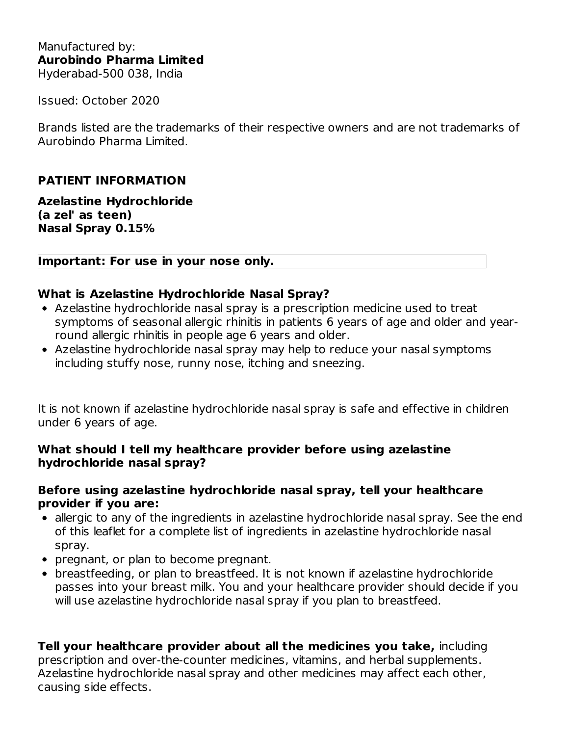Manufactured by:
**Aurobindo Pharma Limited**
Hyderabad-500 038, India

Issued: October 2020

Brands listed are the trademarks of their respective owners and are not trademarks of Aurobindo Pharma Limited.

## PATIENT INFORMATION

**Azelastine Hydrochloride**
**(a zel' as teen)**
**Nasal Spray 0.15%**

**Important: For use in your nose only.**

### What is Azelastine Hydrochloride Nasal Spray?

- Azelastine hydrochloride nasal spray is a prescription medicine used to treat symptoms of seasonal allergic rhinitis in patients 6 years of age and older and year-round allergic rhinitis in people age 6 years and older.
- Azelastine hydrochloride nasal spray may help to reduce your nasal symptoms including stuffy nose, runny nose, itching and sneezing.

It is not known if azelastine hydrochloride nasal spray is safe and effective in children under 6 years of age.

### What should I tell my healthcare provider before using azelastine hydrochloride nasal spray?

**Before using azelastine hydrochloride nasal spray, tell your healthcare provider if you are:**

- allergic to any of the ingredients in azelastine hydrochloride nasal spray. See the end of this leaflet for a complete list of ingredients in azelastine hydrochloride nasal spray.
- pregnant, or plan to become pregnant.
- breastfeeding, or plan to breastfeed. It is not known if azelastine hydrochloride passes into your breast milk. You and your healthcare provider should decide if you will use azelastine hydrochloride nasal spray if you plan to breastfeed.

**Tell your healthcare provider about all the medicines you take,** including prescription and over-the-counter medicines, vitamins, and herbal supplements. Azelastine hydrochloride nasal spray and other medicines may affect each other, causing side effects.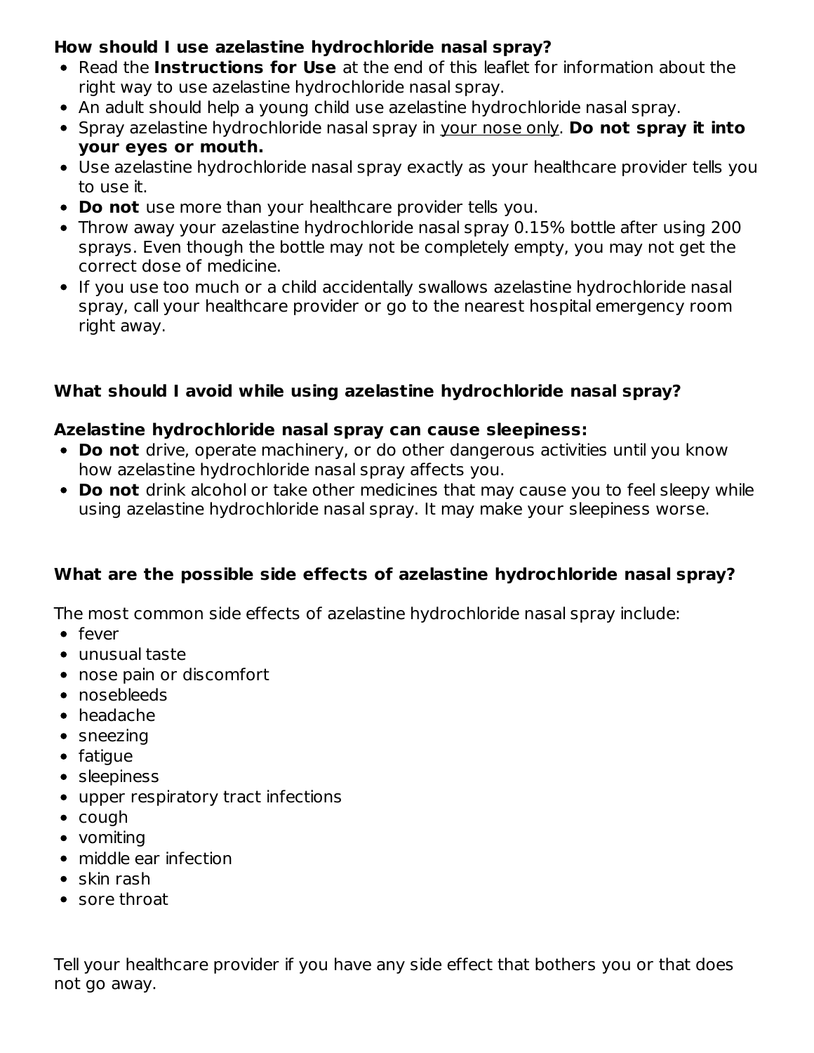**How should I use azelastine hydrochloride nasal spray?**

- Read the **Instructions for Use** at the end of this leaflet for information about the right way to use azelastine hydrochloride nasal spray.
- An adult should help a young child use azelastine hydrochloride nasal spray.
- Spray azelastine hydrochloride nasal spray in <u>your nose only</u>. **Do not spray it into your eyes or mouth.**
- Use azelastine hydrochloride nasal spray exactly as your healthcare provider tells you to use it.
- **Do not** use more than your healthcare provider tells you.
- Throw away your azelastine hydrochloride nasal spray 0.15% bottle after using 200 sprays. Even though the bottle may not be completely empty, you may not get the correct dose of medicine.
- If you use too much or a child accidentally swallows azelastine hydrochloride nasal spray, call your healthcare provider or go to the nearest hospital emergency room right away.

**What should I avoid while using azelastine hydrochloride nasal spray?**

**Azelastine hydrochloride nasal spray can cause sleepiness:**

- **Do not** drive, operate machinery, or do other dangerous activities until you know how azelastine hydrochloride nasal spray affects you.
- **Do not** drink alcohol or take other medicines that may cause you to feel sleepy while using azelastine hydrochloride nasal spray. It may make your sleepiness worse.

**What are the possible side effects of azelastine hydrochloride nasal spray?**

The most common side effects of azelastine hydrochloride nasal spray include:

- fever
- unusual taste
- nose pain or discomfort
- nosebleeds
- headache
- sneezing
- fatigue
- sleepiness
- upper respiratory tract infections
- cough
- vomiting
- middle ear infection
- skin rash
- sore throat

Tell your healthcare provider if you have any side effect that bothers you or that does not go away.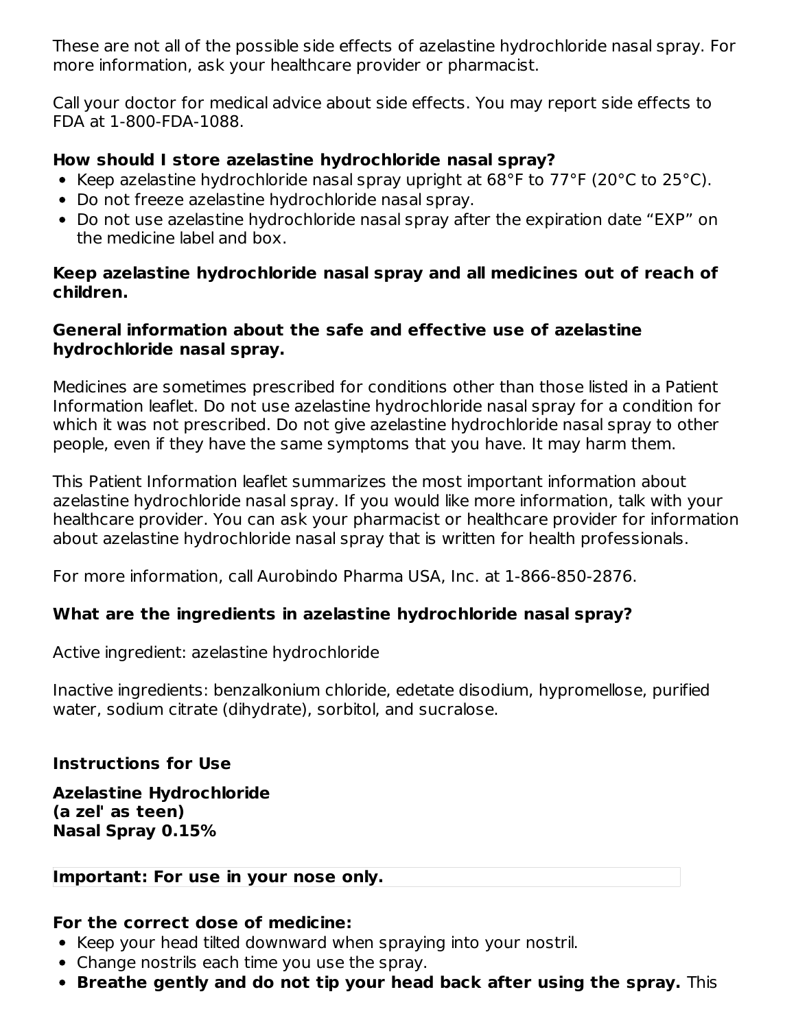These are not all of the possible side effects of azelastine hydrochloride nasal spray. For more information, ask your healthcare provider or pharmacist.

Call your doctor for medical advice about side effects. You may report side effects to FDA at 1-800-FDA-1088.

**How should I store azelastine hydrochloride nasal spray?**

- Keep azelastine hydrochloride nasal spray upright at 68°F to 77°F (20°C to 25°C).
- Do not freeze azelastine hydrochloride nasal spray.
- Do not use azelastine hydrochloride nasal spray after the expiration date "EXP" on the medicine label and box.

**Keep azelastine hydrochloride nasal spray and all medicines out of reach of children.**

**General information about the safe and effective use of azelastine hydrochloride nasal spray.**

Medicines are sometimes prescribed for conditions other than those listed in a Patient Information leaflet. Do not use azelastine hydrochloride nasal spray for a condition for which it was not prescribed. Do not give azelastine hydrochloride nasal spray to other people, even if they have the same symptoms that you have. It may harm them.

This Patient Information leaflet summarizes the most important information about azelastine hydrochloride nasal spray. If you would like more information, talk with your healthcare provider. You can ask your pharmacist or healthcare provider for information about azelastine hydrochloride nasal spray that is written for health professionals.

For more information, call Aurobindo Pharma USA, Inc. at 1-866-850-2876.

**What are the ingredients in azelastine hydrochloride nasal spray?**

Active ingredient: azelastine hydrochloride

Inactive ingredients: benzalkonium chloride, edetate disodium, hypromellose, purified water, sodium citrate (dihydrate), sorbitol, and sucralose.

**Instructions for Use**

**Azelastine Hydrochloride**
**(a zel' as teen)**
**Nasal Spray 0.15%**

**Important: For use in your nose only.**

**For the correct dose of medicine:**

- Keep your head tilted downward when spraying into your nostril.
- Change nostrils each time you use the spray.
- **Breathe gently and do not tip your head back after using the spray.** This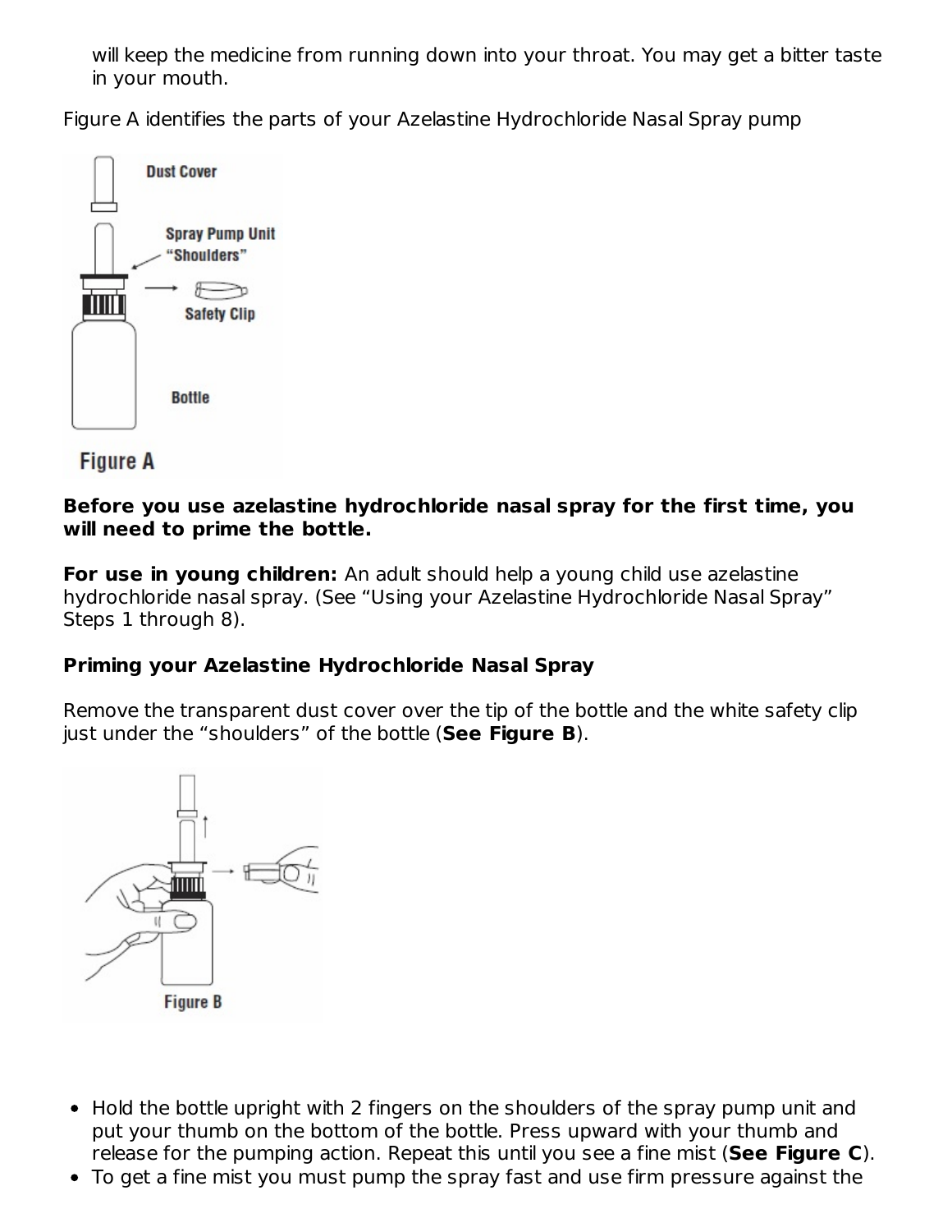will keep the medicine from running down into your throat. You may get a bitter taste in your mouth.

Figure A identifies the parts of your Azelastine Hydrochloride Nasal Spray pump

Figure A

**Before you use azelastine hydrochloride nasal spray for the first time, you will need to prime the bottle.**

**For use in young children:** An adult should help a young child use azelastine hydrochloride nasal spray. (See "Using your Azelastine Hydrochloride Nasal Spray" Steps 1 through 8).

**Priming your Azelastine Hydrochloride Nasal Spray**

Remove the transparent dust cover over the tip of the bottle and the white safety clip just under the "shoulders" of the bottle (**See Figure B**).

Figure B

- Hold the bottle upright with 2 fingers on the shoulders of the spray pump unit and put your thumb on the bottom of the bottle. Press upward with your thumb and release for the pumping action. Repeat this until you see a fine mist (**See Figure C**).
- To get a fine mist you must pump the spray fast and use firm pressure against the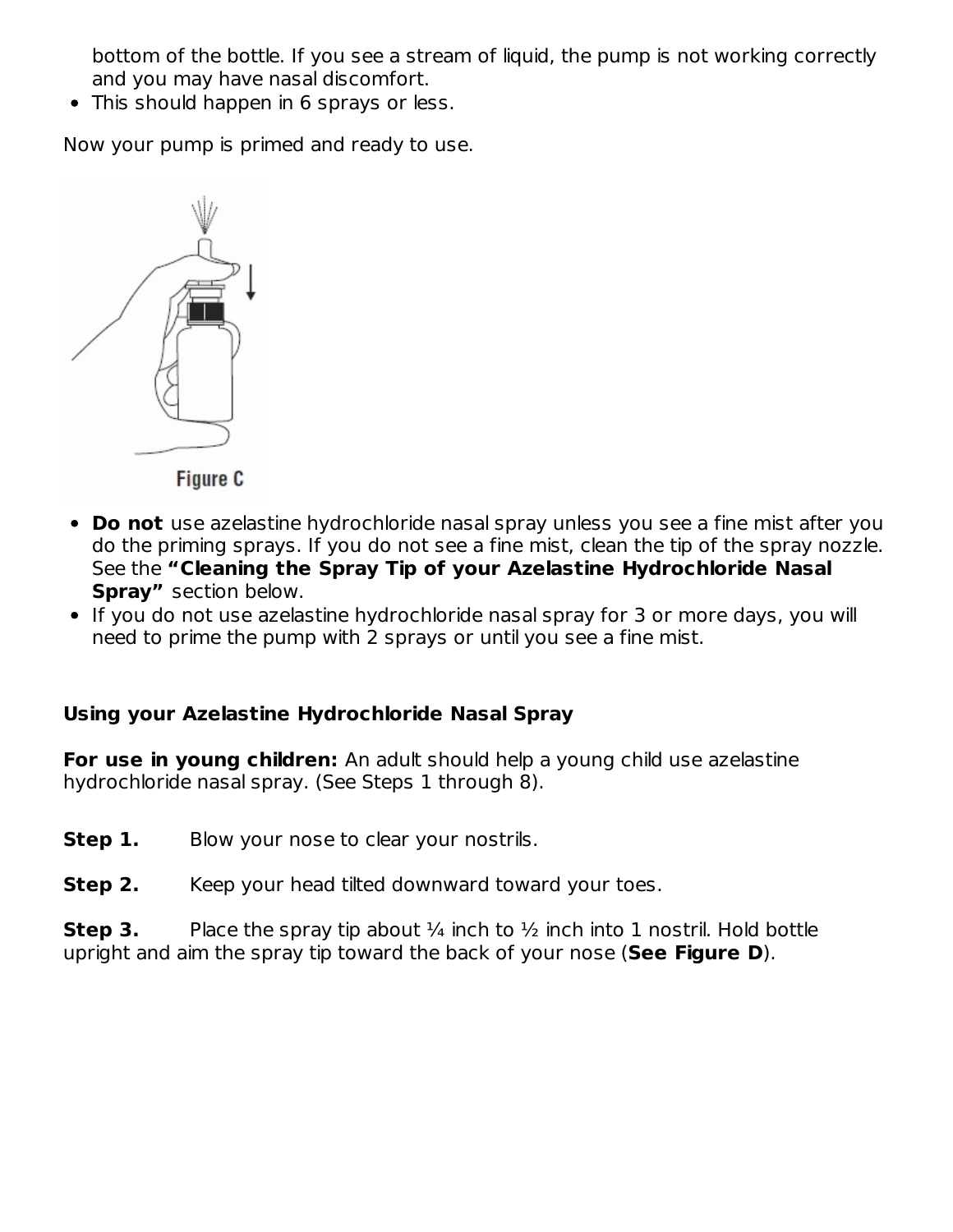bottom of the bottle. If you see a stream of liquid, the pump is not working correctly and you may have nasal discomfort.
- This should happen in 6 sprays or less.

Now your pump is primed and ready to use.

Figure C

- **Do not** use azelastine hydrochloride nasal spray unless you see a fine mist after you do the priming sprays. If you do not see a fine mist, clean the tip of the spray nozzle. See the **"Cleaning the Spray Tip of your Azelastine Hydrochloride Nasal Spray"** section below.
- If you do not use azelastine hydrochloride nasal spray for 3 or more days, you will need to prime the pump with 2 sprays or until you see a fine mist.

**Using your Azelastine Hydrochloride Nasal Spray**

**For use in young children:** An adult should help a young child use azelastine hydrochloride nasal spray. (See Steps 1 through 8).

**Step 1.** Blow your nose to clear your nostrils.

**Step 2.** Keep your head tilted downward toward your toes.

**Step 3.** Place the spray tip about ¼ inch to ½ inch into 1 nostril. Hold bottle upright and aim the spray tip toward the back of your nose (**See Figure D**).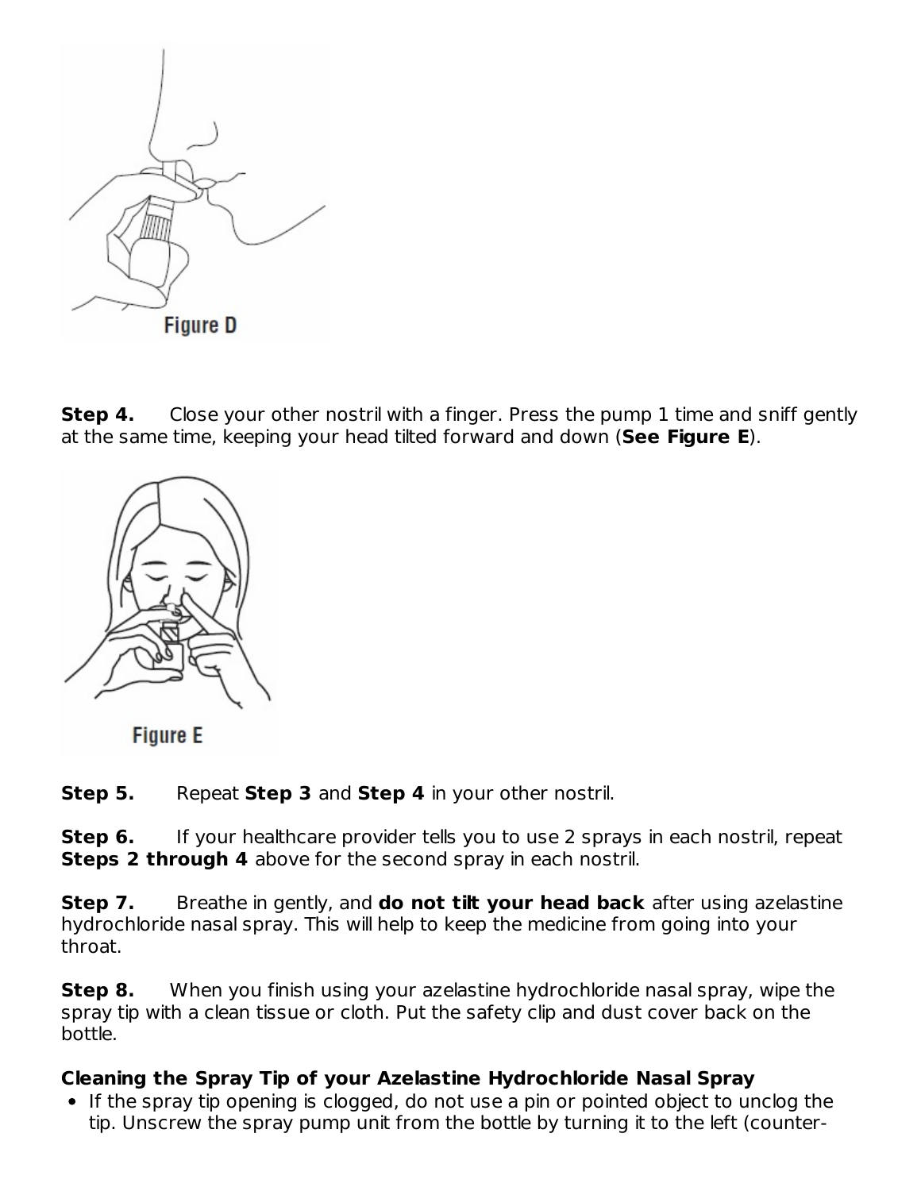Figure D

**Step 4.** Close your other nostril with a finger. Press the pump 1 time and sniff gently at the same time, keeping your head tilted forward and down (**See Figure E**).

Figure E

**Step 5.** Repeat **Step 3** and **Step 4** in your other nostril.

**Step 6.** If your healthcare provider tells you to use 2 sprays in each nostril, repeat **Steps 2 through 4** above for the second spray in each nostril.

**Step 7.** Breathe in gently, and **do not tilt your head back** after using azelastine hydrochloride nasal spray. This will help to keep the medicine from going into your throat.

**Step 8.** When you finish using your azelastine hydrochloride nasal spray, wipe the spray tip with a clean tissue or cloth. Put the safety clip and dust cover back on the bottle.

**Cleaning the Spray Tip of your Azelastine Hydrochloride Nasal Spray**

- If the spray tip opening is clogged, do not use a pin or pointed object to unclog the tip. Unscrew the spray pump unit from the bottle by turning it to the left (counter-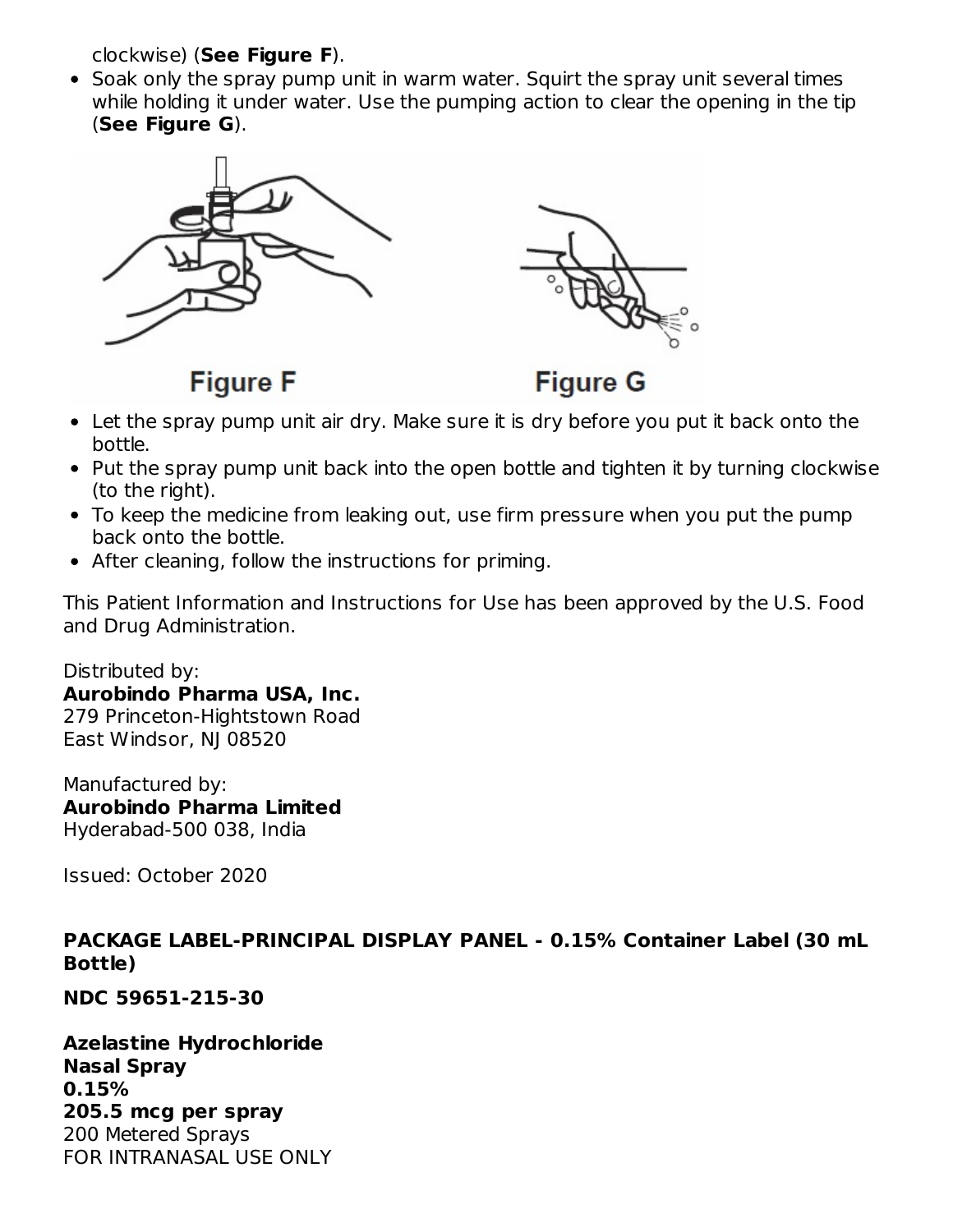clockwise) (**See Figure F**).

- Soak only the spray pump unit in warm water. Squirt the spray unit several times while holding it under water. Use the pumping action to clear the opening in the tip (**See Figure G**).

Figure F

Figure G

- Let the spray pump unit air dry. Make sure it is dry before you put it back onto the bottle.
- Put the spray pump unit back into the open bottle and tighten it by turning clockwise (to the right).
- To keep the medicine from leaking out, use firm pressure when you put the pump back onto the bottle.
- After cleaning, follow the instructions for priming.

This Patient Information and Instructions for Use has been approved by the U.S. Food and Drug Administration.

Distributed by:
**Aurobindo Pharma USA, Inc.**
279 Princeton-Hightstown Road
East Windsor, NJ 08520

Manufactured by:
**Aurobindo Pharma Limited**
Hyderabad-500 038, India

Issued: October 2020

**PACKAGE LABEL-PRINCIPAL DISPLAY PANEL - 0.15% Container Label (30 mL Bottle)**

**NDC 59651-215-30**

**Azelastine Hydrochloride**
**Nasal Spray**
**0.15%**
**205.5 mcg per spray**
200 Metered Sprays
FOR INTRANASAL USE ONLY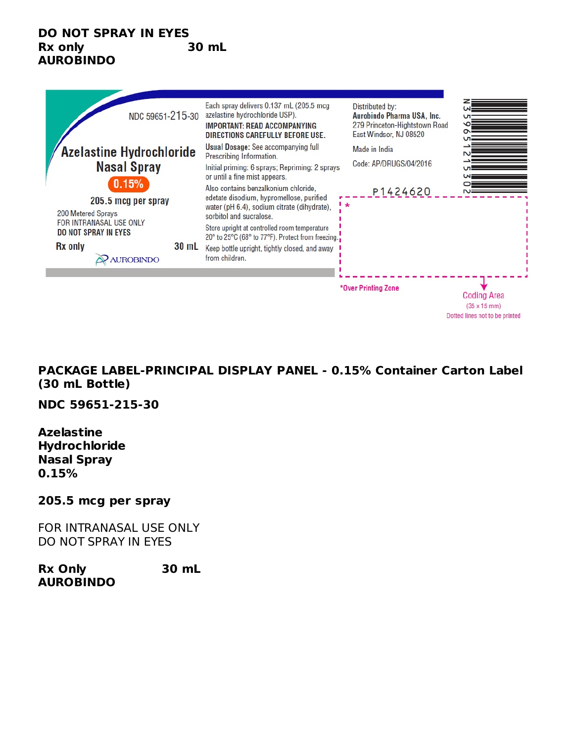**DO NOT SPRAY IN EYES**
**Rx only 30 mL**
**AUROBINDO**

NDC 59651-215-30

Azelastine Hydrochloride Nasal Spray

0.15%

205.5 mcg per spray

200 Metered Sprays
FOR INTRANASAL USE ONLY
DO NOT SPRAY IN EYES

Rx only 30 mL

AUROBINDO

Each spray delivers 0.137 mL (205.5 mcg azelastine hydrochloride USP).

**IMPORTANT: READ ACCOMPANYING DIRECTIONS CAREFULLY BEFORE USE.**

**Usual Dosage:** See accompanying full Prescribing Information.

Initial priming: 6 sprays; Repriming: 2 sprays or until a fine mist appears.

Also contains benzalkonium chloride, edetate disodium, hypromellose, purified water (pH 6.4), sodium citrate (dihydrate), sorbitol and sucralose.

Store upright at controlled room temperature 20° to 25°C (68° to 77°F). Protect from freezing.

Keep bottle upright, tightly closed, and away from children.

Distributed by:
**Aurobindo Pharma USA, Inc.**
279 Princeton-Hightstown Road
East Windsor, NJ 08520

Made in India

Code: AP/DRUGS/04/2016

P1424620

N 3 59651 21530 2

*Over Printing Zone

Coding Area
(35 x 15 mm)
Dotted lines not to be printed

**PACKAGE LABEL-PRINCIPAL DISPLAY PANEL - 0.15% Container Carton Label (30 mL Bottle)**

**NDC 59651-215-30**

**Azelastine Hydrochloride Nasal Spray 0.15%**

**205.5 mcg per spray**

FOR INTRANASAL USE ONLY
DO NOT SPRAY IN EYES

**Rx Only 30 mL**
**AUROBINDO**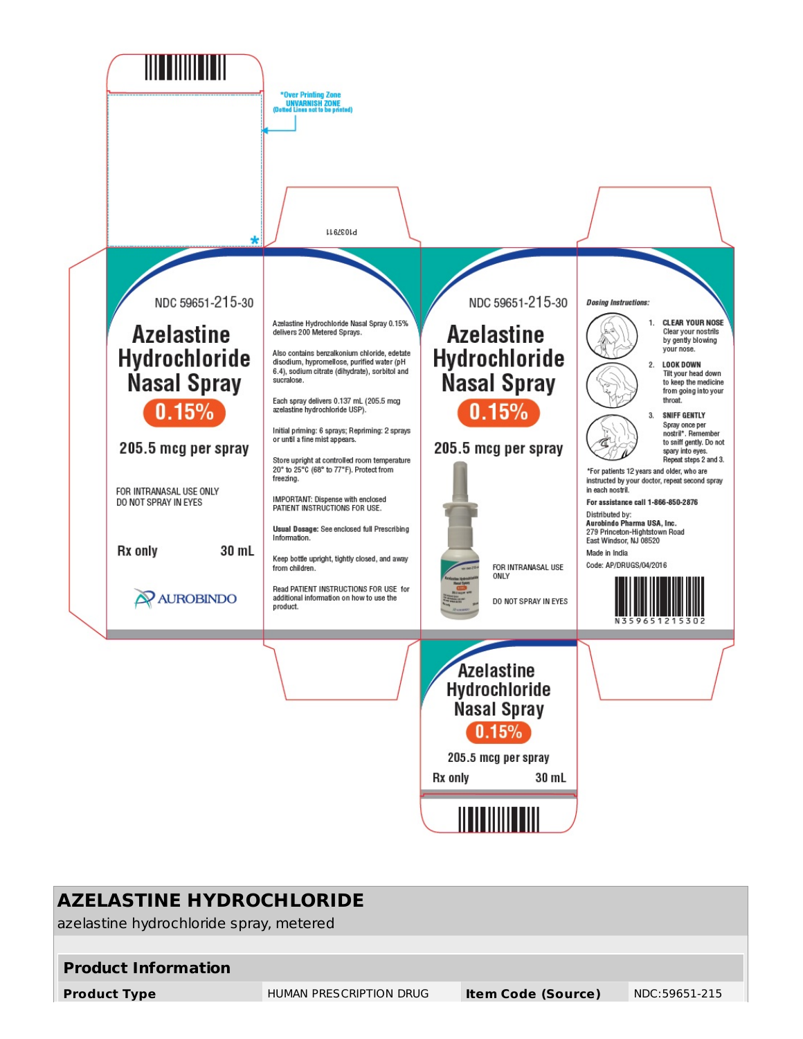*Over Printing Zone
UNVARNISH ZONE
(Dotted Lines not to be printed)

P1037911

NDC 59651-215-30

**Azelastine Hydrochloride Nasal Spray**

**0.15%**

**205.5 mcg per spray**

FOR INTRANASAL USE ONLY
DO NOT SPRAY IN EYES

**Rx only** **30 mL**

AUROBINDO

Azelastine Hydrochloride Nasal Spray 0.15% delivers 200 Metered Sprays.

Also contains benzalkonium chloride, edetate disodium, hypromellose, purified water (pH 6.4), sodium citrate (dihydrate), sorbitol and sucralose.

Each spray delivers 0.137 mL (205.5 mcg azelastine hydrochloride USP).

Initial priming: 6 sprays; Repriming: 2 sprays or until a fine mist appears.

Store upright at controlled room temperature 20° to 25°C (68° to 77°F). Protect from freezing.

IMPORTANT: Dispense with enclosed PATIENT INSTRUCTIONS FOR USE.

**Usual Dosage:** See enclosed full Prescribing Information.

Keep bottle upright, tightly closed, and away from children.

Read PATIENT INSTRUCTIONS FOR USE for additional information on how to use the product.

NDC 59651-215-30

**Azelastine Hydrochloride Nasal Spray**

**0.15%**

**205.5 mcg per spray**

FOR INTRANASAL USE ONLY

DO NOT SPRAY IN EYES

***Dosing Instructions:***

1. **CLEAR YOUR NOSE** Clear your nostrils by gently blowing your nose.
2. **LOOK DOWN** Tilt your head down to keep the medicine from going into your throat.
3. **SNIFF GENTLY** Spray once per nostril*. Remember to sniff gently. Do not spary into eyes. Repeat steps 2 and 3.

*For patients 12 years and older, who are instructed by your doctor, repeat second spray in each nostril.

**For assistance call 1-866-850-2876**

Distributed by:
**Aurobindo Pharma USA, Inc.**
279 Princeton-Hightstown Road
East Windsor, NJ 08520

Made in India

Code: AP/DRUGS/04/2016

N 3 59651 21530 2

**Azelastine Hydrochloride Nasal Spray**

**0.15%**

**205.5 mcg per spray**

**Rx only** **30 mL**

## AZELASTINE HYDROCHLORIDE

azelastine hydrochloride spray, metered

| **Product Information** | | | |
|---|---|---|---|
| **Product Type** | HUMAN PRESCRIPTION DRUG | **Item Code (Source)** | NDC:59651-215 |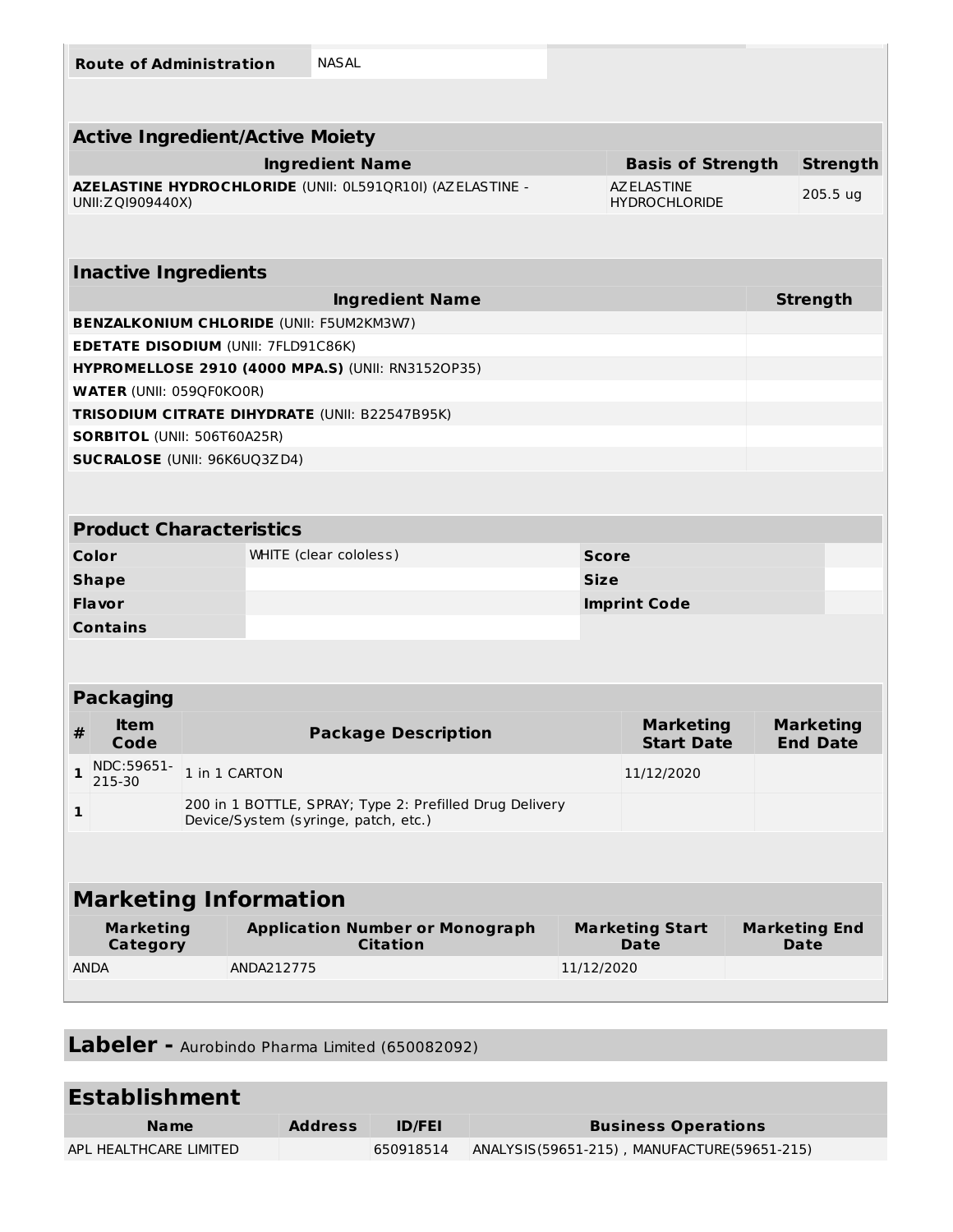| Route of Administration | NASAL |
| --- | --- |

**Active Ingredient/Active Moiety**

| Ingredient Name | Basis of Strength | Strength |
| --- | --- | --- |
| **AZELASTINE HYDROCHLORIDE** (UNII: 0L591QR10I) (AZELASTINE - UNII:ZQI909440X) | AZELASTINE HYDROCHLORIDE | 205.5 ug |

**Inactive Ingredients**

| Ingredient Name | Strength |
| --- | --- |
| **BENZALKONIUM CHLORIDE** (UNII: F5UM2KM3W7) | |
| **EDETATE DISODIUM** (UNII: 7FLD91C86K) | |
| **HYPROMELLOSE 2910 (4000 MPA.S)** (UNII: RN3152OP35) | |
| **WATER** (UNII: 059QF0KO0R) | |
| **TRISODIUM CITRATE DIHYDRATE** (UNII: B22547B95K) | |
| **SORBITOL** (UNII: 506T60A25R) | |
| **SUCRALOSE** (UNII: 96K6UQ3ZD4) | |

**Product Characteristics**

| | | | |
| --- | --- | --- | --- |
| **Color** | WHITE (clear cololess) | **Score** | |
| **Shape** | | **Size** | |
| **Flavor** | | **Imprint Code** | |
| **Contains** | | | |

**Packaging**

| # | Item Code | Package Description | Marketing Start Date | Marketing End Date |
| --- | --- | --- | --- | --- |
| 1 | NDC:59651-215-30 | 1 in 1 CARTON | 11/12/2020 | |
| 1 | | 200 in 1 BOTTLE, SPRAY; Type 2: Prefilled Drug Delivery Device/System (syringe, patch, etc.) | | |

**Marketing Information**

| Marketing Category | Application Number or Monograph Citation | Marketing Start Date | Marketing End Date |
| --- | --- | --- | --- |
| ANDA | ANDA212775 | 11/12/2020 | |

## Labeler - Aurobindo Pharma Limited (650082092)

## Establishment

| Name | Address | ID/FEI | Business Operations |
| --- | --- | --- | --- |
| APL HEALTHCARE LIMITED | | 650918514 | ANALYSIS(59651-215) , MANUFACTURE(59651-215) |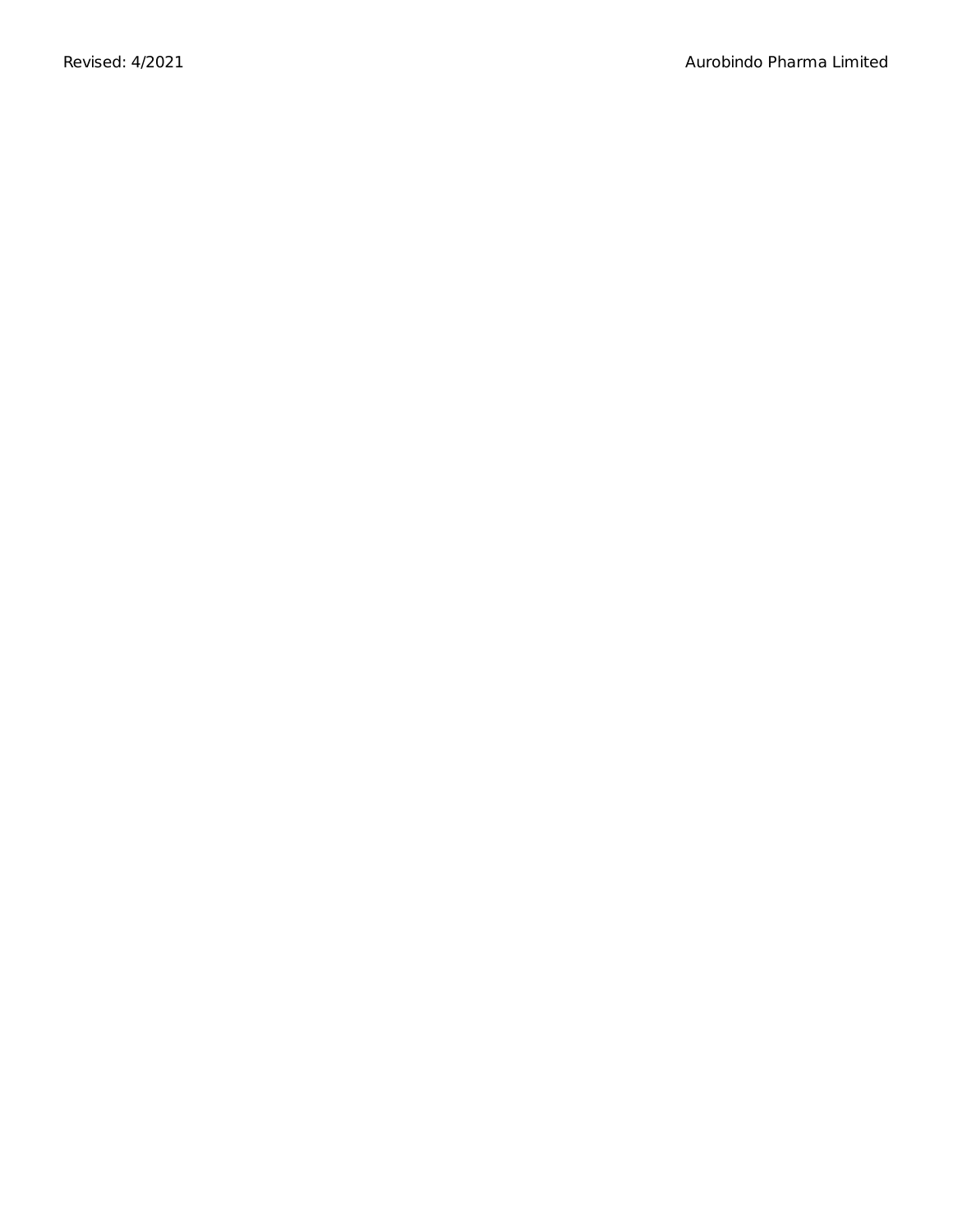Revised: 4/2021 Aurobindo Pharma Limited